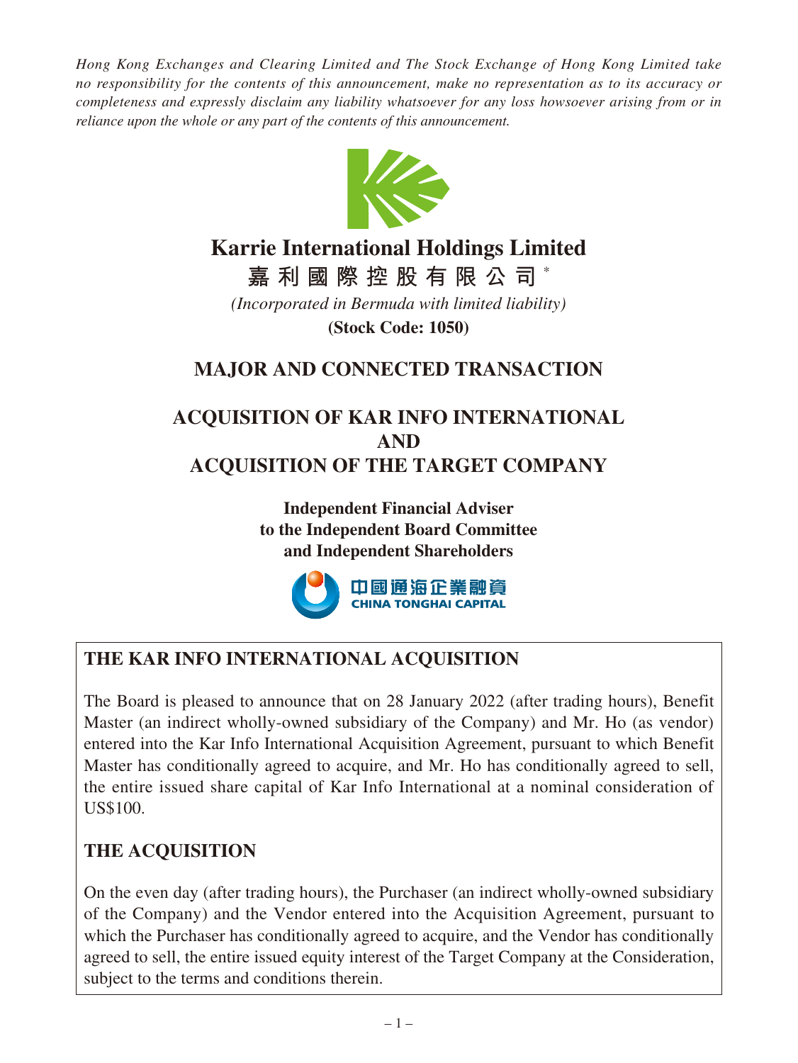*Hong Kong Exchanges and Clearing Limited and The Stock Exchange of Hong Kong Limited take no responsibility for the contents of this announcement, make no representation as to its accuracy or completeness and expressly disclaim any liability whatsoever for any loss howsoever arising from or in reliance upon the whole or any part of the contents of this announcement.*

# Karrie International Holdings Limited

**嘉利國際控股有限公司** *

*(Incorporated in Bermuda with limited liability)*

**(Stock Code: 1050)**

## MAJOR AND CONNECTED TRANSACTION

## ACQUISITION OF KAR INFO INTERNATIONAL AND ACQUISITION OF THE TARGET COMPANY

**Independent Financial Adviser to the Independent Board Committee and Independent Shareholders**

中國通海企業融資
CHINA TONGHAI CAPITAL

### THE KAR INFO INTERNATIONAL ACQUISITION

The Board is pleased to announce that on 28 January 2022 (after trading hours), Benefit Master (an indirect wholly-owned subsidiary of the Company) and Mr. Ho (as vendor) entered into the Kar Info International Acquisition Agreement, pursuant to which Benefit Master has conditionally agreed to acquire, and Mr. Ho has conditionally agreed to sell, the entire issued share capital of Kar Info International at a nominal consideration of US$100.

### THE ACQUISITION

On the even day (after trading hours), the Purchaser (an indirect wholly-owned subsidiary of the Company) and the Vendor entered into the Acquisition Agreement, pursuant to which the Purchaser has conditionally agreed to acquire, and the Vendor has conditionally agreed to sell, the entire issued equity interest of the Target Company at the Consideration, subject to the terms and conditions therein.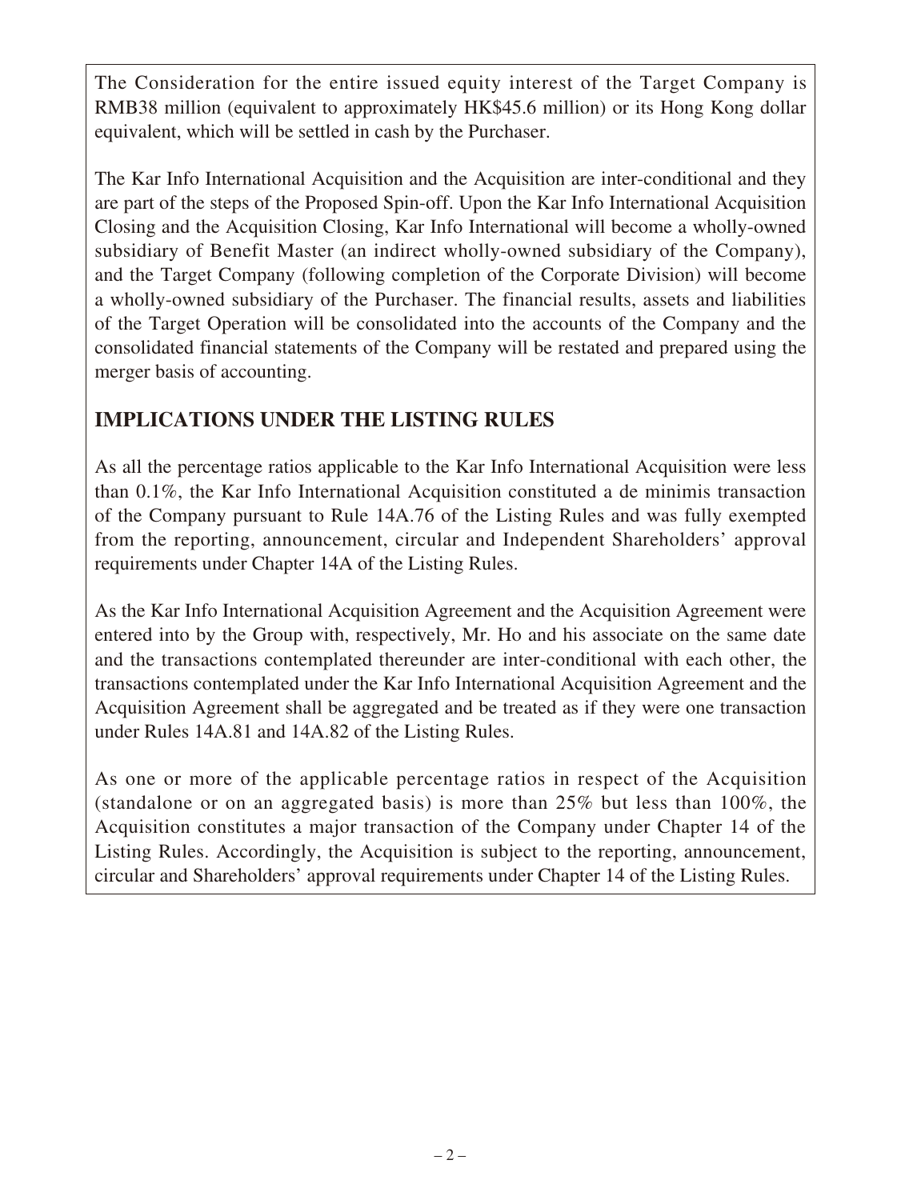The Consideration for the entire issued equity interest of the Target Company is RMB38 million (equivalent to approximately HK$45.6 million) or its Hong Kong dollar equivalent, which will be settled in cash by the Purchaser.

The Kar Info International Acquisition and the Acquisition are inter-conditional and they are part of the steps of the Proposed Spin-off. Upon the Kar Info International Acquisition Closing and the Acquisition Closing, Kar Info International will become a wholly-owned subsidiary of Benefit Master (an indirect wholly-owned subsidiary of the Company), and the Target Company (following completion of the Corporate Division) will become a wholly-owned subsidiary of the Purchaser. The financial results, assets and liabilities of the Target Operation will be consolidated into the accounts of the Company and the consolidated financial statements of the Company will be restated and prepared using the merger basis of accounting.

## IMPLICATIONS UNDER THE LISTING RULES

As all the percentage ratios applicable to the Kar Info International Acquisition were less than 0.1%, the Kar Info International Acquisition constituted a de minimis transaction of the Company pursuant to Rule 14A.76 of the Listing Rules and was fully exempted from the reporting, announcement, circular and Independent Shareholders' approval requirements under Chapter 14A of the Listing Rules.

As the Kar Info International Acquisition Agreement and the Acquisition Agreement were entered into by the Group with, respectively, Mr. Ho and his associate on the same date and the transactions contemplated thereunder are inter-conditional with each other, the transactions contemplated under the Kar Info International Acquisition Agreement and the Acquisition Agreement shall be aggregated and be treated as if they were one transaction under Rules 14A.81 and 14A.82 of the Listing Rules.

As one or more of the applicable percentage ratios in respect of the Acquisition (standalone or on an aggregated basis) is more than 25% but less than 100%, the Acquisition constitutes a major transaction of the Company under Chapter 14 of the Listing Rules. Accordingly, the Acquisition is subject to the reporting, announcement, circular and Shareholders' approval requirements under Chapter 14 of the Listing Rules.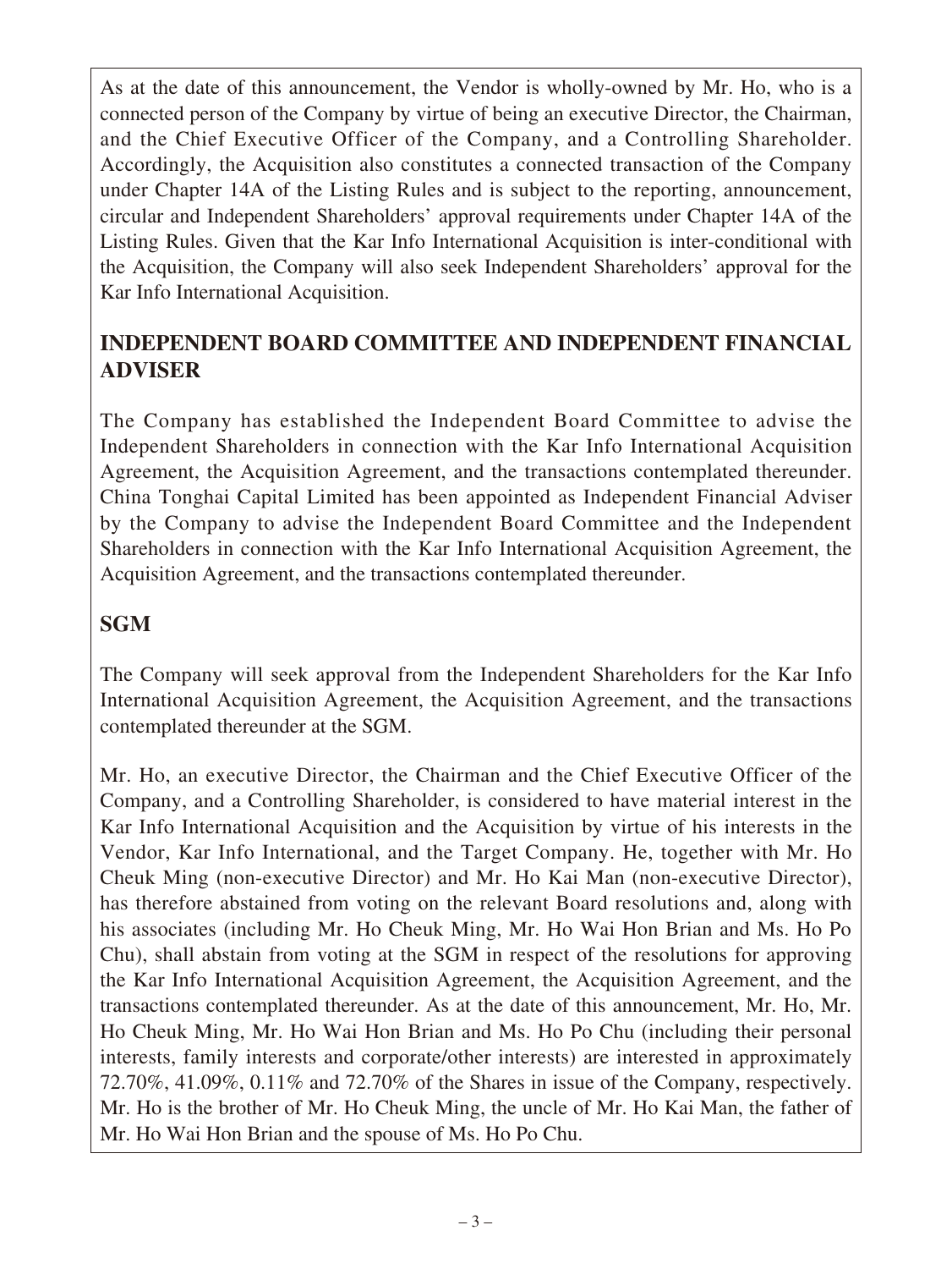As at the date of this announcement, the Vendor is wholly-owned by Mr. Ho, who is a connected person of the Company by virtue of being an executive Director, the Chairman, and the Chief Executive Officer of the Company, and a Controlling Shareholder. Accordingly, the Acquisition also constitutes a connected transaction of the Company under Chapter 14A of the Listing Rules and is subject to the reporting, announcement, circular and Independent Shareholders' approval requirements under Chapter 14A of the Listing Rules. Given that the Kar Info International Acquisition is inter-conditional with the Acquisition, the Company will also seek Independent Shareholders' approval for the Kar Info International Acquisition.

## INDEPENDENT BOARD COMMITTEE AND INDEPENDENT FINANCIAL ADVISER

The Company has established the Independent Board Committee to advise the Independent Shareholders in connection with the Kar Info International Acquisition Agreement, the Acquisition Agreement, and the transactions contemplated thereunder. China Tonghai Capital Limited has been appointed as Independent Financial Adviser by the Company to advise the Independent Board Committee and the Independent Shareholders in connection with the Kar Info International Acquisition Agreement, the Acquisition Agreement, and the transactions contemplated thereunder.

## SGM

The Company will seek approval from the Independent Shareholders for the Kar Info International Acquisition Agreement, the Acquisition Agreement, and the transactions contemplated thereunder at the SGM.

Mr. Ho, an executive Director, the Chairman and the Chief Executive Officer of the Company, and a Controlling Shareholder, is considered to have material interest in the Kar Info International Acquisition and the Acquisition by virtue of his interests in the Vendor, Kar Info International, and the Target Company. He, together with Mr. Ho Cheuk Ming (non-executive Director) and Mr. Ho Kai Man (non-executive Director), has therefore abstained from voting on the relevant Board resolutions and, along with his associates (including Mr. Ho Cheuk Ming, Mr. Ho Wai Hon Brian and Ms. Ho Po Chu), shall abstain from voting at the SGM in respect of the resolutions for approving the Kar Info International Acquisition Agreement, the Acquisition Agreement, and the transactions contemplated thereunder. As at the date of this announcement, Mr. Ho, Mr. Ho Cheuk Ming, Mr. Ho Wai Hon Brian and Ms. Ho Po Chu (including their personal interests, family interests and corporate/other interests) are interested in approximately 72.70%, 41.09%, 0.11% and 72.70% of the Shares in issue of the Company, respectively. Mr. Ho is the brother of Mr. Ho Cheuk Ming, the uncle of Mr. Ho Kai Man, the father of Mr. Ho Wai Hon Brian and the spouse of Ms. Ho Po Chu.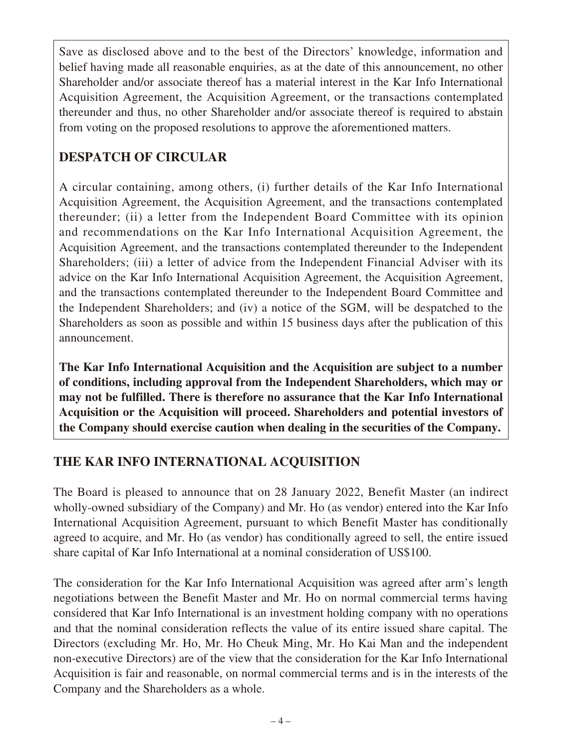Save as disclosed above and to the best of the Directors' knowledge, information and belief having made all reasonable enquiries, as at the date of this announcement, no other Shareholder and/or associate thereof has a material interest in the Kar Info International Acquisition Agreement, the Acquisition Agreement, or the transactions contemplated thereunder and thus, no other Shareholder and/or associate thereof is required to abstain from voting on the proposed resolutions to approve the aforementioned matters.

## DESPATCH OF CIRCULAR

A circular containing, among others, (i) further details of the Kar Info International Acquisition Agreement, the Acquisition Agreement, and the transactions contemplated thereunder; (ii) a letter from the Independent Board Committee with its opinion and recommendations on the Kar Info International Acquisition Agreement, the Acquisition Agreement, and the transactions contemplated thereunder to the Independent Shareholders; (iii) a letter of advice from the Independent Financial Adviser with its advice on the Kar Info International Acquisition Agreement, the Acquisition Agreement, and the transactions contemplated thereunder to the Independent Board Committee and the Independent Shareholders; and (iv) a notice of the SGM, will be despatched to the Shareholders as soon as possible and within 15 business days after the publication of this announcement.

**The Kar Info International Acquisition and the Acquisition are subject to a number of conditions, including approval from the Independent Shareholders, which may or may not be fulfilled. There is therefore no assurance that the Kar Info International Acquisition or the Acquisition will proceed. Shareholders and potential investors of the Company should exercise caution when dealing in the securities of the Company.**

## THE KAR INFO INTERNATIONAL ACQUISITION

The Board is pleased to announce that on 28 January 2022, Benefit Master (an indirect wholly-owned subsidiary of the Company) and Mr. Ho (as vendor) entered into the Kar Info International Acquisition Agreement, pursuant to which Benefit Master has conditionally agreed to acquire, and Mr. Ho (as vendor) has conditionally agreed to sell, the entire issued share capital of Kar Info International at a nominal consideration of US$100.

The consideration for the Kar Info International Acquisition was agreed after arm's length negotiations between the Benefit Master and Mr. Ho on normal commercial terms having considered that Kar Info International is an investment holding company with no operations and that the nominal consideration reflects the value of its entire issued share capital. The Directors (excluding Mr. Ho, Mr. Ho Cheuk Ming, Mr. Ho Kai Man and the independent non-executive Directors) are of the view that the consideration for the Kar Info International Acquisition is fair and reasonable, on normal commercial terms and is in the interests of the Company and the Shareholders as a whole.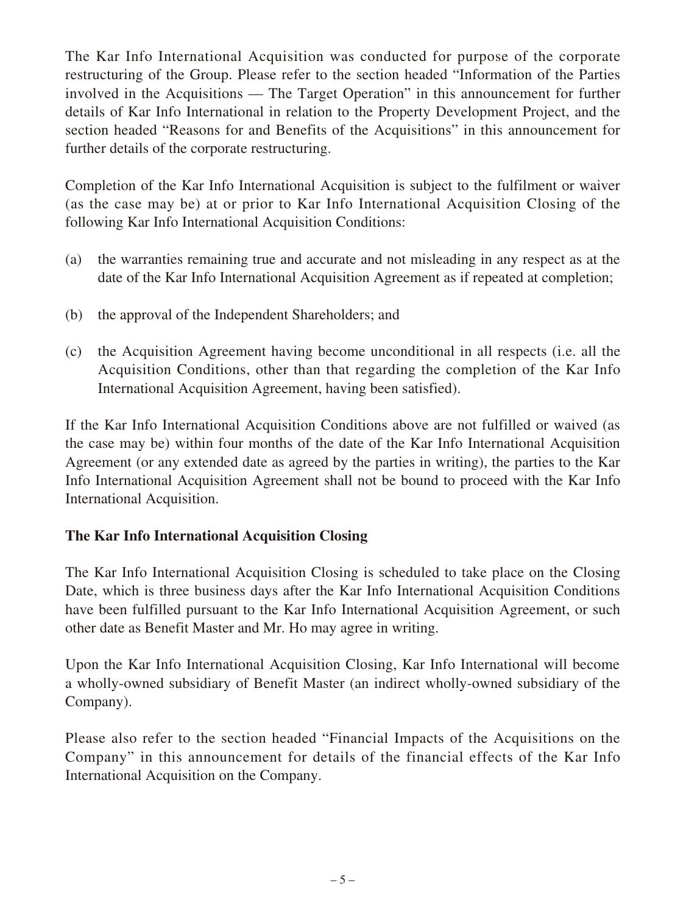The Kar Info International Acquisition was conducted for purpose of the corporate restructuring of the Group. Please refer to the section headed "Information of the Parties involved in the Acquisitions — The Target Operation" in this announcement for further details of Kar Info International in relation to the Property Development Project, and the section headed "Reasons for and Benefits of the Acquisitions" in this announcement for further details of the corporate restructuring.

Completion of the Kar Info International Acquisition is subject to the fulfilment or waiver (as the case may be) at or prior to Kar Info International Acquisition Closing of the following Kar Info International Acquisition Conditions:

(a) the warranties remaining true and accurate and not misleading in any respect as at the date of the Kar Info International Acquisition Agreement as if repeated at completion;

(b) the approval of the Independent Shareholders; and

(c) the Acquisition Agreement having become unconditional in all respects (i.e. all the Acquisition Conditions, other than that regarding the completion of the Kar Info International Acquisition Agreement, having been satisfied).

If the Kar Info International Acquisition Conditions above are not fulfilled or waived (as the case may be) within four months of the date of the Kar Info International Acquisition Agreement (or any extended date as agreed by the parties in writing), the parties to the Kar Info International Acquisition Agreement shall not be bound to proceed with the Kar Info International Acquisition.

**The Kar Info International Acquisition Closing**

The Kar Info International Acquisition Closing is scheduled to take place on the Closing Date, which is three business days after the Kar Info International Acquisition Conditions have been fulfilled pursuant to the Kar Info International Acquisition Agreement, or such other date as Benefit Master and Mr. Ho may agree in writing.

Upon the Kar Info International Acquisition Closing, Kar Info International will become a wholly-owned subsidiary of Benefit Master (an indirect wholly-owned subsidiary of the Company).

Please also refer to the section headed "Financial Impacts of the Acquisitions on the Company" in this announcement for details of the financial effects of the Kar Info International Acquisition on the Company.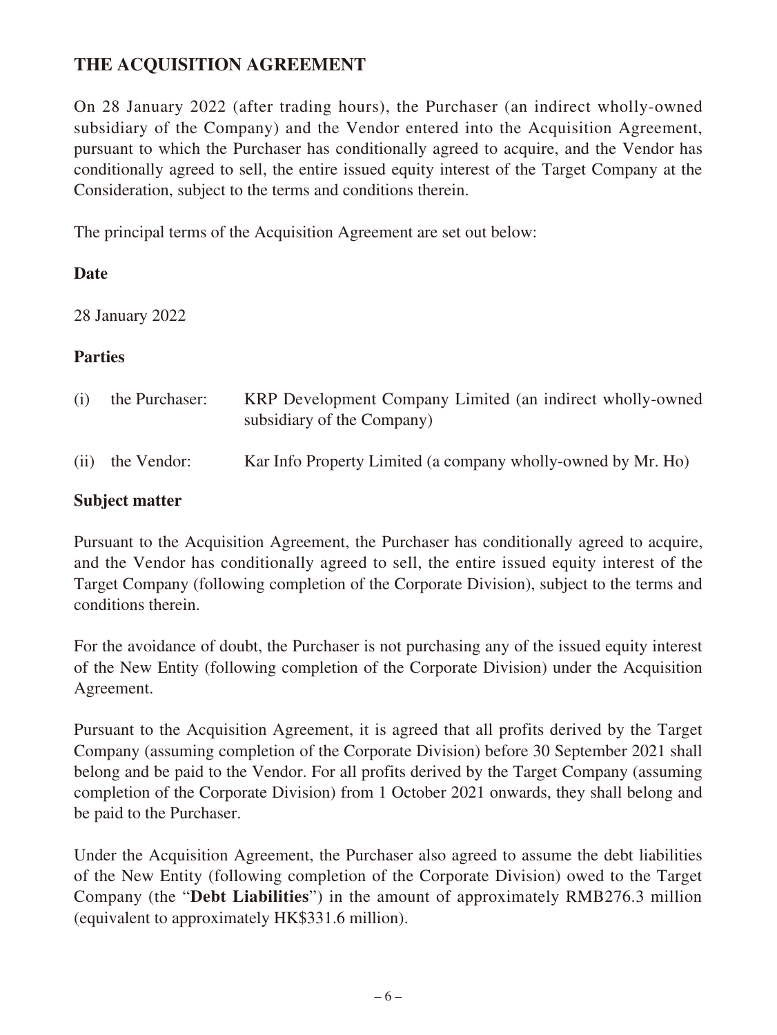## THE ACQUISITION AGREEMENT

On 28 January 2022 (after trading hours), the Purchaser (an indirect wholly-owned subsidiary of the Company) and the Vendor entered into the Acquisition Agreement, pursuant to which the Purchaser has conditionally agreed to acquire, and the Vendor has conditionally agreed to sell, the entire issued equity interest of the Target Company at the Consideration, subject to the terms and conditions therein.

The principal terms of the Acquisition Agreement are set out below:

**Date**

28 January 2022

**Parties**

(i) the Purchaser: KRP Development Company Limited (an indirect wholly-owned subsidiary of the Company)

(ii) the Vendor: Kar Info Property Limited (a company wholly-owned by Mr. Ho)

**Subject matter**

Pursuant to the Acquisition Agreement, the Purchaser has conditionally agreed to acquire, and the Vendor has conditionally agreed to sell, the entire issued equity interest of the Target Company (following completion of the Corporate Division), subject to the terms and conditions therein.

For the avoidance of doubt, the Purchaser is not purchasing any of the issued equity interest of the New Entity (following completion of the Corporate Division) under the Acquisition Agreement.

Pursuant to the Acquisition Agreement, it is agreed that all profits derived by the Target Company (assuming completion of the Corporate Division) before 30 September 2021 shall belong and be paid to the Vendor. For all profits derived by the Target Company (assuming completion of the Corporate Division) from 1 October 2021 onwards, they shall belong and be paid to the Purchaser.

Under the Acquisition Agreement, the Purchaser also agreed to assume the debt liabilities of the New Entity (following completion of the Corporate Division) owed to the Target Company (the "**Debt Liabilities**") in the amount of approximately RMB276.3 million (equivalent to approximately HK$331.6 million).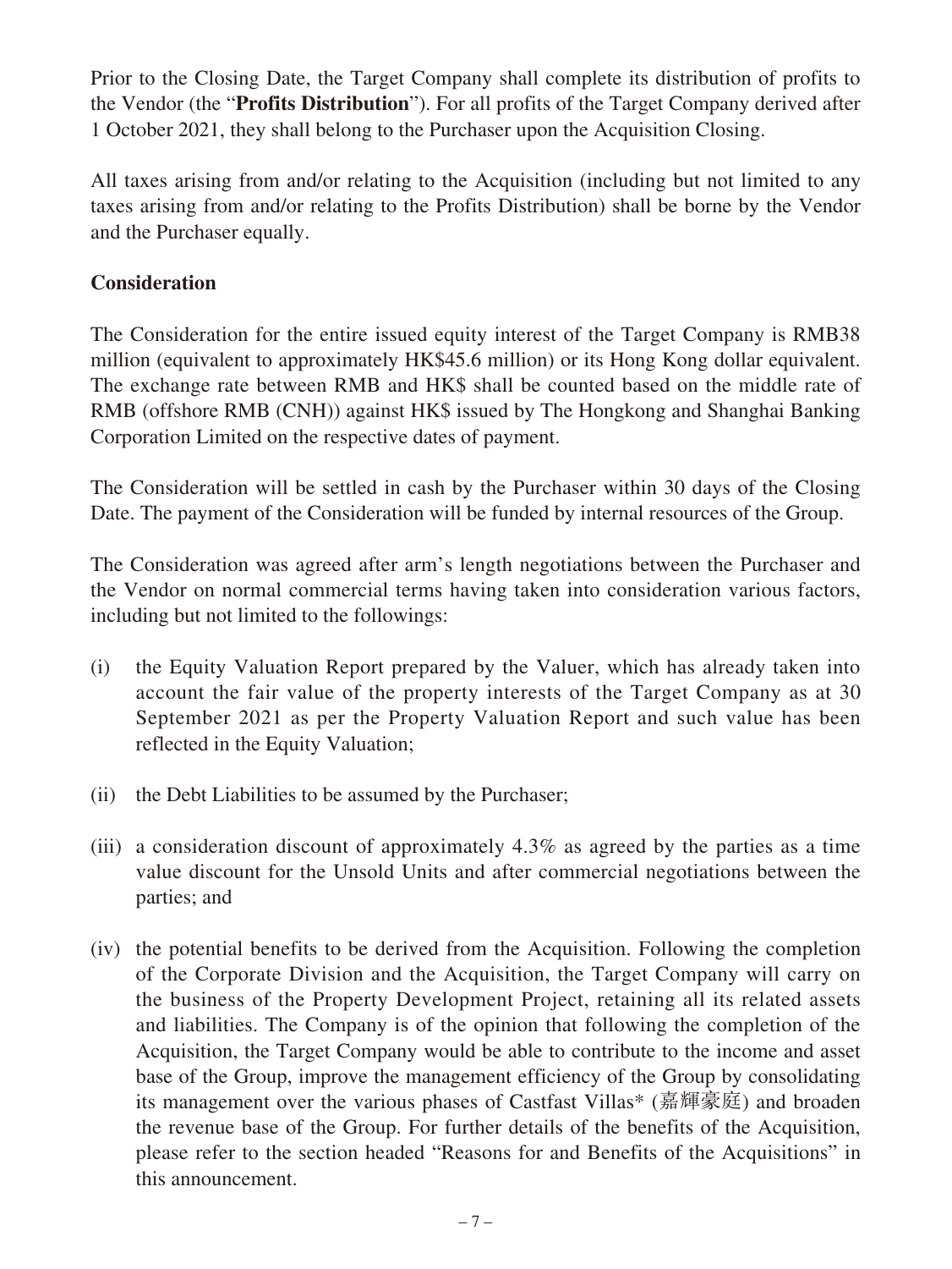Prior to the Closing Date, the Target Company shall complete its distribution of profits to the Vendor (the "**Profits Distribution**"). For all profits of the Target Company derived after 1 October 2021, they shall belong to the Purchaser upon the Acquisition Closing.

All taxes arising from and/or relating to the Acquisition (including but not limited to any taxes arising from and/or relating to the Profits Distribution) shall be borne by the Vendor and the Purchaser equally.

**Consideration**

The Consideration for the entire issued equity interest of the Target Company is RMB38 million (equivalent to approximately HK$45.6 million) or its Hong Kong dollar equivalent. The exchange rate between RMB and HK$ shall be counted based on the middle rate of RMB (offshore RMB (CNH)) against HK$ issued by The Hongkong and Shanghai Banking Corporation Limited on the respective dates of payment.

The Consideration will be settled in cash by the Purchaser within 30 days of the Closing Date. The payment of the Consideration will be funded by internal resources of the Group.

The Consideration was agreed after arm's length negotiations between the Purchaser and the Vendor on normal commercial terms having taken into consideration various factors, including but not limited to the followings:

(i) the Equity Valuation Report prepared by the Valuer, which has already taken into account the fair value of the property interests of the Target Company as at 30 September 2021 as per the Property Valuation Report and such value has been reflected in the Equity Valuation;

(ii) the Debt Liabilities to be assumed by the Purchaser;

(iii) a consideration discount of approximately 4.3% as agreed by the parties as a time value discount for the Unsold Units and after commercial negotiations between the parties; and

(iv) the potential benefits to be derived from the Acquisition. Following the completion of the Corporate Division and the Acquisition, the Target Company will carry on the business of the Property Development Project, retaining all its related assets and liabilities. The Company is of the opinion that following the completion of the Acquisition, the Target Company would be able to contribute to the income and asset base of the Group, improve the management efficiency of the Group by consolidating its management over the various phases of Castfast Villas* (嘉輝豪庭) and broaden the revenue base of the Group. For further details of the benefits of the Acquisition, please refer to the section headed "Reasons for and Benefits of the Acquisitions" in this announcement.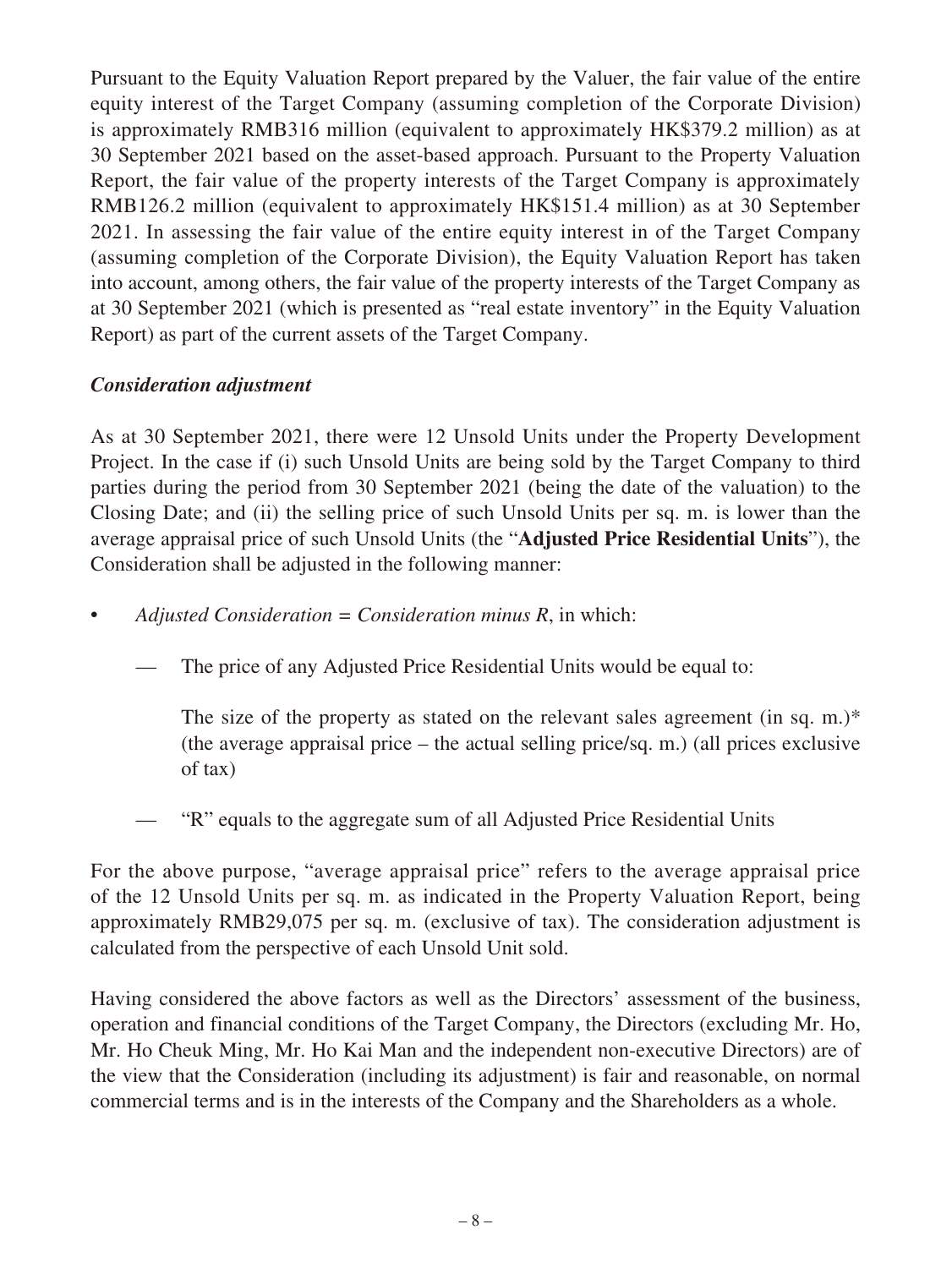Pursuant to the Equity Valuation Report prepared by the Valuer, the fair value of the entire equity interest of the Target Company (assuming completion of the Corporate Division) is approximately RMB316 million (equivalent to approximately HK$379.2 million) as at 30 September 2021 based on the asset-based approach. Pursuant to the Property Valuation Report, the fair value of the property interests of the Target Company is approximately RMB126.2 million (equivalent to approximately HK$151.4 million) as at 30 September 2021. In assessing the fair value of the entire equity interest in of the Target Company (assuming completion of the Corporate Division), the Equity Valuation Report has taken into account, among others, the fair value of the property interests of the Target Company as at 30 September 2021 (which is presented as "real estate inventory" in the Equity Valuation Report) as part of the current assets of the Target Company.

***Consideration adjustment***

As at 30 September 2021, there were 12 Unsold Units under the Property Development Project. In the case if (i) such Unsold Units are being sold by the Target Company to third parties during the period from 30 September 2021 (being the date of the valuation) to the Closing Date; and (ii) the selling price of such Unsold Units per sq. m. is lower than the average appraisal price of such Unsold Units (the "**Adjusted Price Residential Units**"), the Consideration shall be adjusted in the following manner:

- *Adjusted Consideration = Consideration minus R*, in which:
  - The price of any Adjusted Price Residential Units would be equal to:

    The size of the property as stated on the relevant sales agreement (in sq. m.)* (the average appraisal price – the actual selling price/sq. m.) (all prices exclusive of tax)

  - "R" equals to the aggregate sum of all Adjusted Price Residential Units

For the above purpose, "average appraisal price" refers to the average appraisal price of the 12 Unsold Units per sq. m. as indicated in the Property Valuation Report, being approximately RMB29,075 per sq. m. (exclusive of tax). The consideration adjustment is calculated from the perspective of each Unsold Unit sold.

Having considered the above factors as well as the Directors' assessment of the business, operation and financial conditions of the Target Company, the Directors (excluding Mr. Ho, Mr. Ho Cheuk Ming, Mr. Ho Kai Man and the independent non-executive Directors) are of the view that the Consideration (including its adjustment) is fair and reasonable, on normal commercial terms and is in the interests of the Company and the Shareholders as a whole.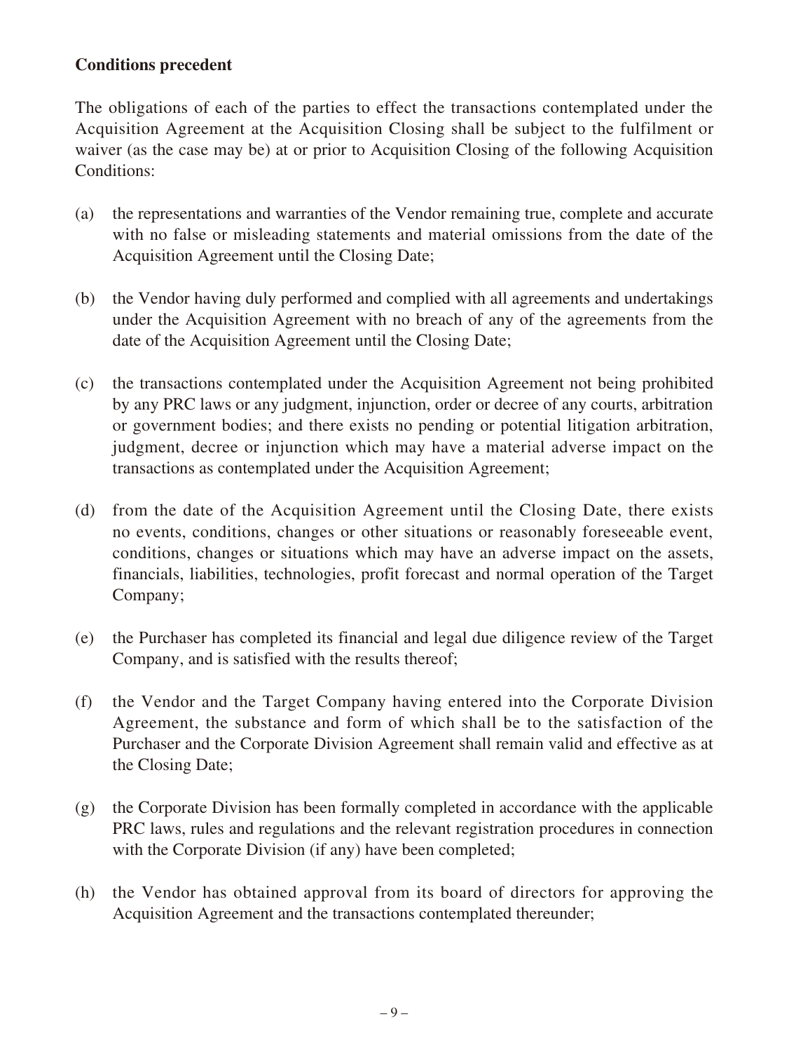**Conditions precedent**

The obligations of each of the parties to effect the transactions contemplated under the Acquisition Agreement at the Acquisition Closing shall be subject to the fulfilment or waiver (as the case may be) at or prior to Acquisition Closing of the following Acquisition Conditions:

(a) the representations and warranties of the Vendor remaining true, complete and accurate with no false or misleading statements and material omissions from the date of the Acquisition Agreement until the Closing Date;

(b) the Vendor having duly performed and complied with all agreements and undertakings under the Acquisition Agreement with no breach of any of the agreements from the date of the Acquisition Agreement until the Closing Date;

(c) the transactions contemplated under the Acquisition Agreement not being prohibited by any PRC laws or any judgment, injunction, order or decree of any courts, arbitration or government bodies; and there exists no pending or potential litigation arbitration, judgment, decree or injunction which may have a material adverse impact on the transactions as contemplated under the Acquisition Agreement;

(d) from the date of the Acquisition Agreement until the Closing Date, there exists no events, conditions, changes or other situations or reasonably foreseeable event, conditions, changes or situations which may have an adverse impact on the assets, financials, liabilities, technologies, profit forecast and normal operation of the Target Company;

(e) the Purchaser has completed its financial and legal due diligence review of the Target Company, and is satisfied with the results thereof;

(f) the Vendor and the Target Company having entered into the Corporate Division Agreement, the substance and form of which shall be to the satisfaction of the Purchaser and the Corporate Division Agreement shall remain valid and effective as at the Closing Date;

(g) the Corporate Division has been formally completed in accordance with the applicable PRC laws, rules and regulations and the relevant registration procedures in connection with the Corporate Division (if any) have been completed;

(h) the Vendor has obtained approval from its board of directors for approving the Acquisition Agreement and the transactions contemplated thereunder;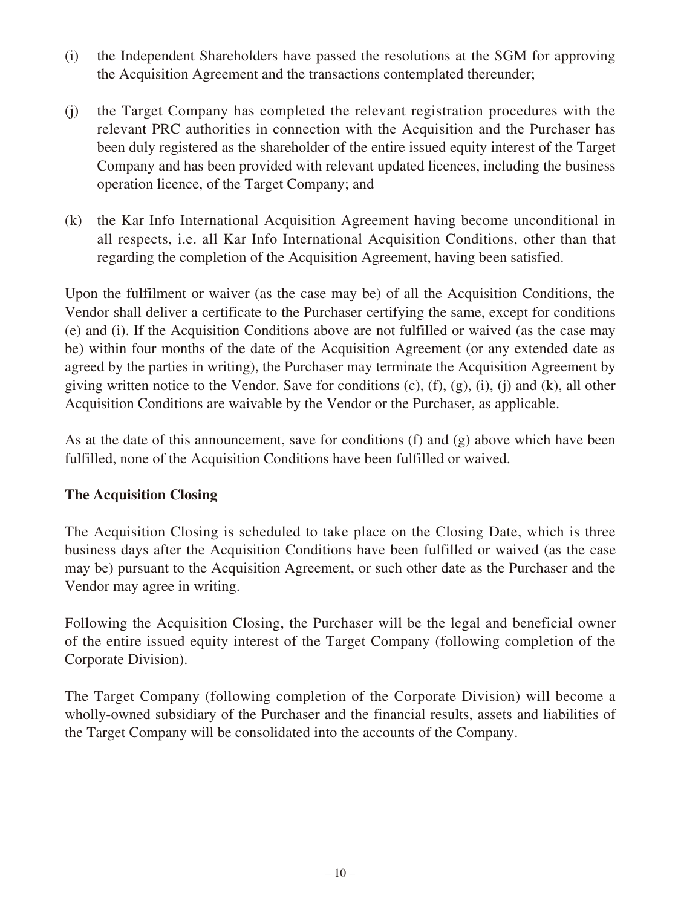(i) the Independent Shareholders have passed the resolutions at the SGM for approving the Acquisition Agreement and the transactions contemplated thereunder;

(j) the Target Company has completed the relevant registration procedures with the relevant PRC authorities in connection with the Acquisition and the Purchaser has been duly registered as the shareholder of the entire issued equity interest of the Target Company and has been provided with relevant updated licences, including the business operation licence, of the Target Company; and

(k) the Kar Info International Acquisition Agreement having become unconditional in all respects, i.e. all Kar Info International Acquisition Conditions, other than that regarding the completion of the Acquisition Agreement, having been satisfied.

Upon the fulfilment or waiver (as the case may be) of all the Acquisition Conditions, the Vendor shall deliver a certificate to the Purchaser certifying the same, except for conditions (e) and (i). If the Acquisition Conditions above are not fulfilled or waived (as the case may be) within four months of the date of the Acquisition Agreement (or any extended date as agreed by the parties in writing), the Purchaser may terminate the Acquisition Agreement by giving written notice to the Vendor. Save for conditions (c), (f), (g), (i), (j) and (k), all other Acquisition Conditions are waivable by the Vendor or the Purchaser, as applicable.

As at the date of this announcement, save for conditions (f) and (g) above which have been fulfilled, none of the Acquisition Conditions have been fulfilled or waived.

**The Acquisition Closing**

The Acquisition Closing is scheduled to take place on the Closing Date, which is three business days after the Acquisition Conditions have been fulfilled or waived (as the case may be) pursuant to the Acquisition Agreement, or such other date as the Purchaser and the Vendor may agree in writing.

Following the Acquisition Closing, the Purchaser will be the legal and beneficial owner of the entire issued equity interest of the Target Company (following completion of the Corporate Division).

The Target Company (following completion of the Corporate Division) will become a wholly-owned subsidiary of the Purchaser and the financial results, assets and liabilities of the Target Company will be consolidated into the accounts of the Company.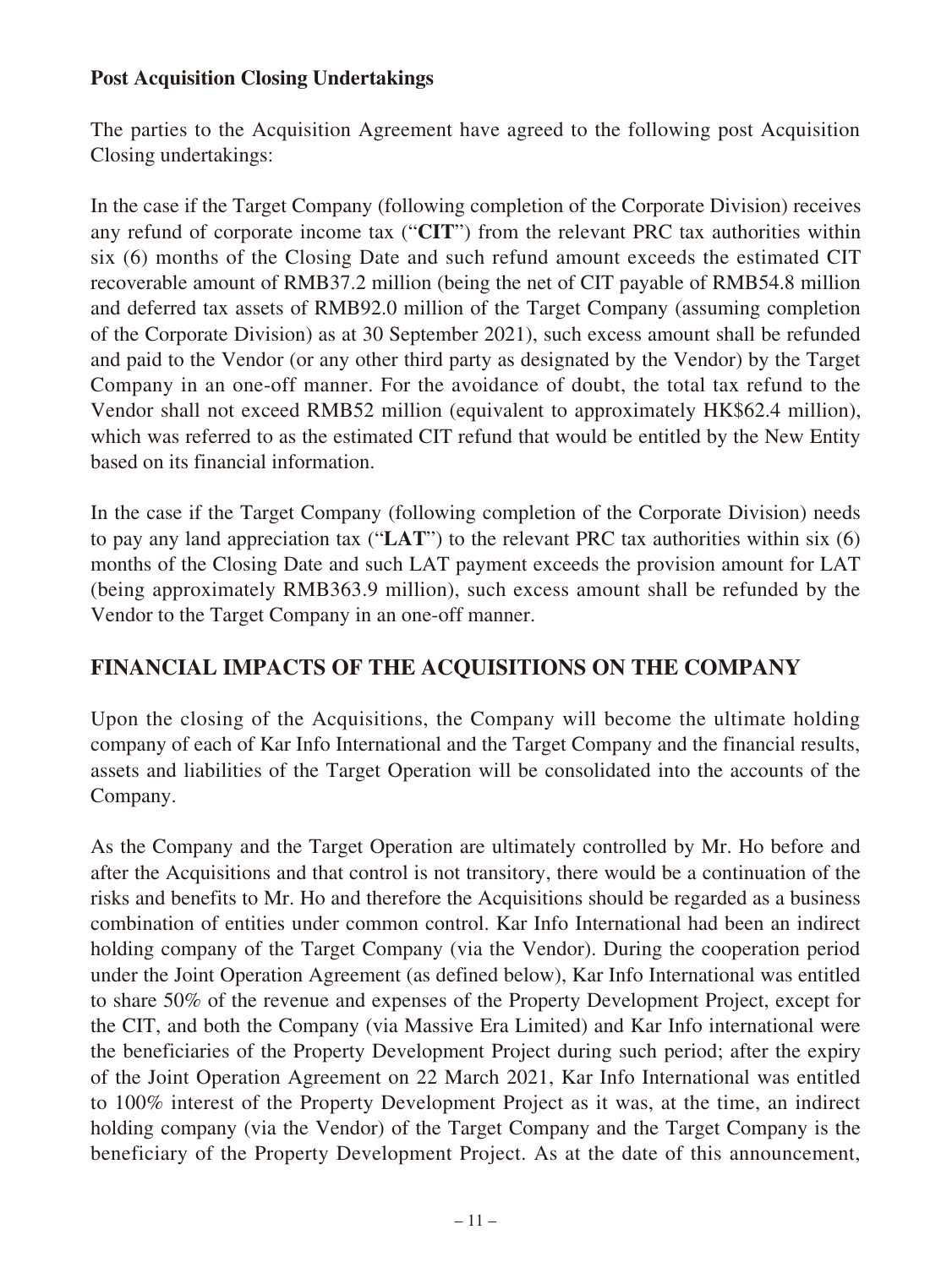**Post Acquisition Closing Undertakings**

The parties to the Acquisition Agreement have agreed to the following post Acquisition Closing undertakings:

In the case if the Target Company (following completion of the Corporate Division) receives any refund of corporate income tax ("**CIT**") from the relevant PRC tax authorities within six (6) months of the Closing Date and such refund amount exceeds the estimated CIT recoverable amount of RMB37.2 million (being the net of CIT payable of RMB54.8 million and deferred tax assets of RMB92.0 million of the Target Company (assuming completion of the Corporate Division) as at 30 September 2021), such excess amount shall be refunded and paid to the Vendor (or any other third party as designated by the Vendor) by the Target Company in an one-off manner. For the avoidance of doubt, the total tax refund to the Vendor shall not exceed RMB52 million (equivalent to approximately HK$62.4 million), which was referred to as the estimated CIT refund that would be entitled by the New Entity based on its financial information.

In the case if the Target Company (following completion of the Corporate Division) needs to pay any land appreciation tax ("**LAT**") to the relevant PRC tax authorities within six (6) months of the Closing Date and such LAT payment exceeds the provision amount for LAT (being approximately RMB363.9 million), such excess amount shall be refunded by the Vendor to the Target Company in an one-off manner.

## FINANCIAL IMPACTS OF THE ACQUISITIONS ON THE COMPANY

Upon the closing of the Acquisitions, the Company will become the ultimate holding company of each of Kar Info International and the Target Company and the financial results, assets and liabilities of the Target Operation will be consolidated into the accounts of the Company.

As the Company and the Target Operation are ultimately controlled by Mr. Ho before and after the Acquisitions and that control is not transitory, there would be a continuation of the risks and benefits to Mr. Ho and therefore the Acquisitions should be regarded as a business combination of entities under common control. Kar Info International had been an indirect holding company of the Target Company (via the Vendor). During the cooperation period under the Joint Operation Agreement (as defined below), Kar Info International was entitled to share 50% of the revenue and expenses of the Property Development Project, except for the CIT, and both the Company (via Massive Era Limited) and Kar Info international were the beneficiaries of the Property Development Project during such period; after the expiry of the Joint Operation Agreement on 22 March 2021, Kar Info International was entitled to 100% interest of the Property Development Project as it was, at the time, an indirect holding company (via the Vendor) of the Target Company and the Target Company is the beneficiary of the Property Development Project. As at the date of this announcement,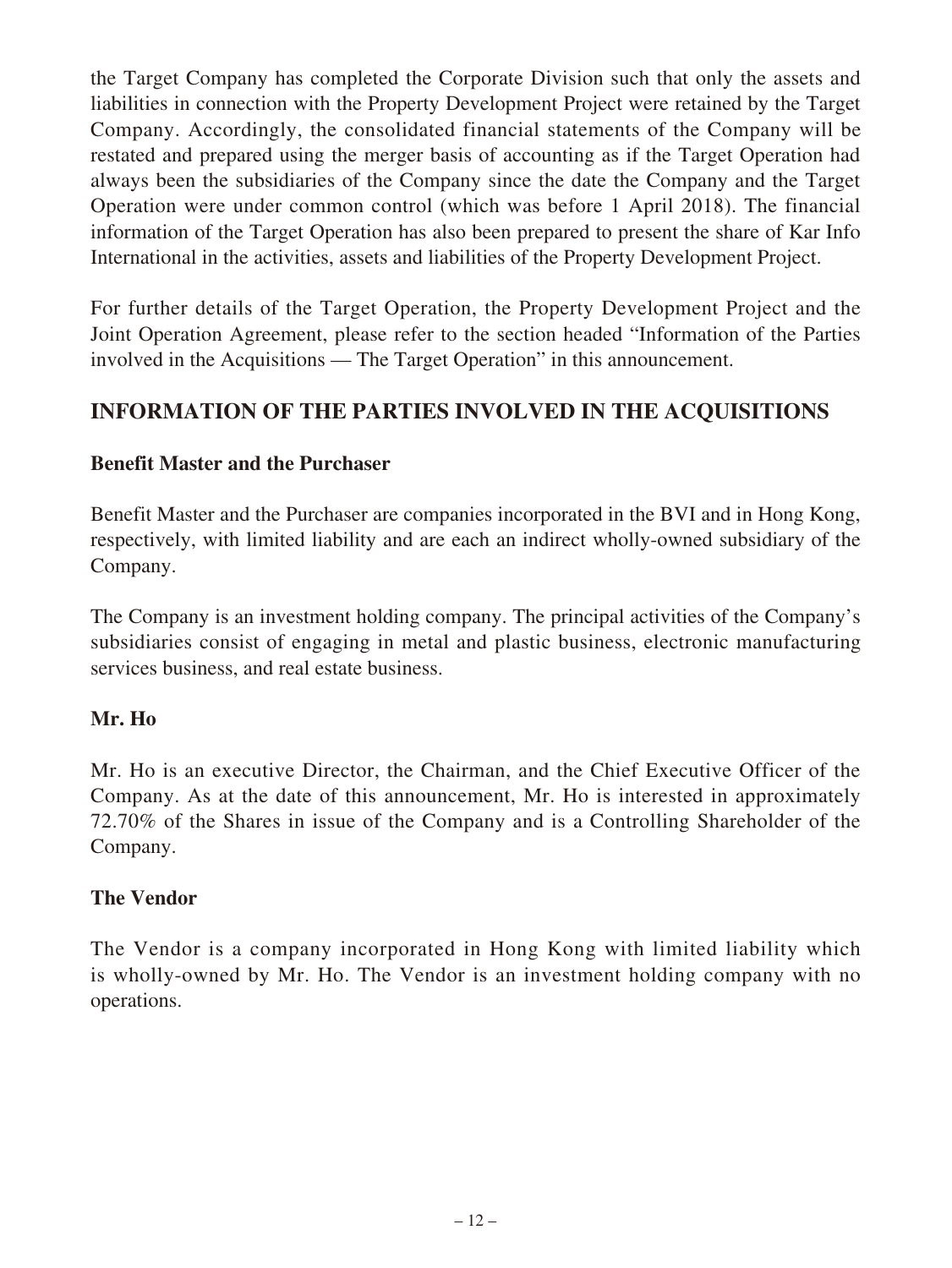the Target Company has completed the Corporate Division such that only the assets and liabilities in connection with the Property Development Project were retained by the Target Company. Accordingly, the consolidated financial statements of the Company will be restated and prepared using the merger basis of accounting as if the Target Operation had always been the subsidiaries of the Company since the date the Company and the Target Operation were under common control (which was before 1 April 2018). The financial information of the Target Operation has also been prepared to present the share of Kar Info International in the activities, assets and liabilities of the Property Development Project.

For further details of the Target Operation, the Property Development Project and the Joint Operation Agreement, please refer to the section headed "Information of the Parties involved in the Acquisitions — The Target Operation" in this announcement.

## INFORMATION OF THE PARTIES INVOLVED IN THE ACQUISITIONS

### Benefit Master and the Purchaser

Benefit Master and the Purchaser are companies incorporated in the BVI and in Hong Kong, respectively, with limited liability and are each an indirect wholly-owned subsidiary of the Company.

The Company is an investment holding company. The principal activities of the Company's subsidiaries consist of engaging in metal and plastic business, electronic manufacturing services business, and real estate business.

### Mr. Ho

Mr. Ho is an executive Director, the Chairman, and the Chief Executive Officer of the Company. As at the date of this announcement, Mr. Ho is interested in approximately 72.70% of the Shares in issue of the Company and is a Controlling Shareholder of the Company.

### The Vendor

The Vendor is a company incorporated in Hong Kong with limited liability which is wholly-owned by Mr. Ho. The Vendor is an investment holding company with no operations.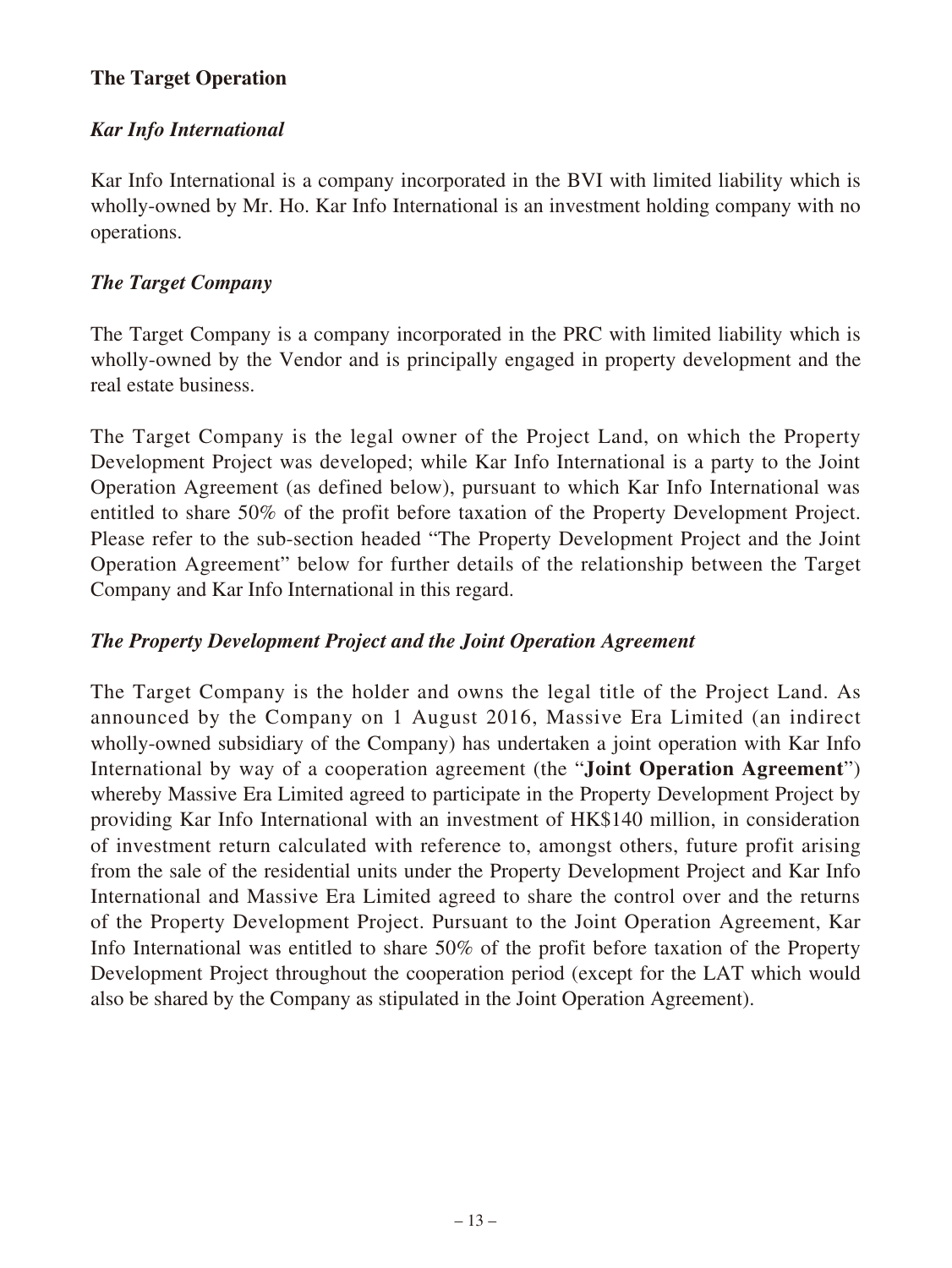## The Target Operation

### *Kar Info International*

Kar Info International is a company incorporated in the BVI with limited liability which is wholly-owned by Mr. Ho. Kar Info International is an investment holding company with no operations.

### *The Target Company*

The Target Company is a company incorporated in the PRC with limited liability which is wholly-owned by the Vendor and is principally engaged in property development and the real estate business.

The Target Company is the legal owner of the Project Land, on which the Property Development Project was developed; while Kar Info International is a party to the Joint Operation Agreement (as defined below), pursuant to which Kar Info International was entitled to share 50% of the profit before taxation of the Property Development Project. Please refer to the sub-section headed "The Property Development Project and the Joint Operation Agreement" below for further details of the relationship between the Target Company and Kar Info International in this regard.

### *The Property Development Project and the Joint Operation Agreement*

The Target Company is the holder and owns the legal title of the Project Land. As announced by the Company on 1 August 2016, Massive Era Limited (an indirect wholly-owned subsidiary of the Company) has undertaken a joint operation with Kar Info International by way of a cooperation agreement (the "**Joint Operation Agreement**") whereby Massive Era Limited agreed to participate in the Property Development Project by providing Kar Info International with an investment of HK$140 million, in consideration of investment return calculated with reference to, amongst others, future profit arising from the sale of the residential units under the Property Development Project and Kar Info International and Massive Era Limited agreed to share the control over and the returns of the Property Development Project. Pursuant to the Joint Operation Agreement, Kar Info International was entitled to share 50% of the profit before taxation of the Property Development Project throughout the cooperation period (except for the LAT which would also be shared by the Company as stipulated in the Joint Operation Agreement).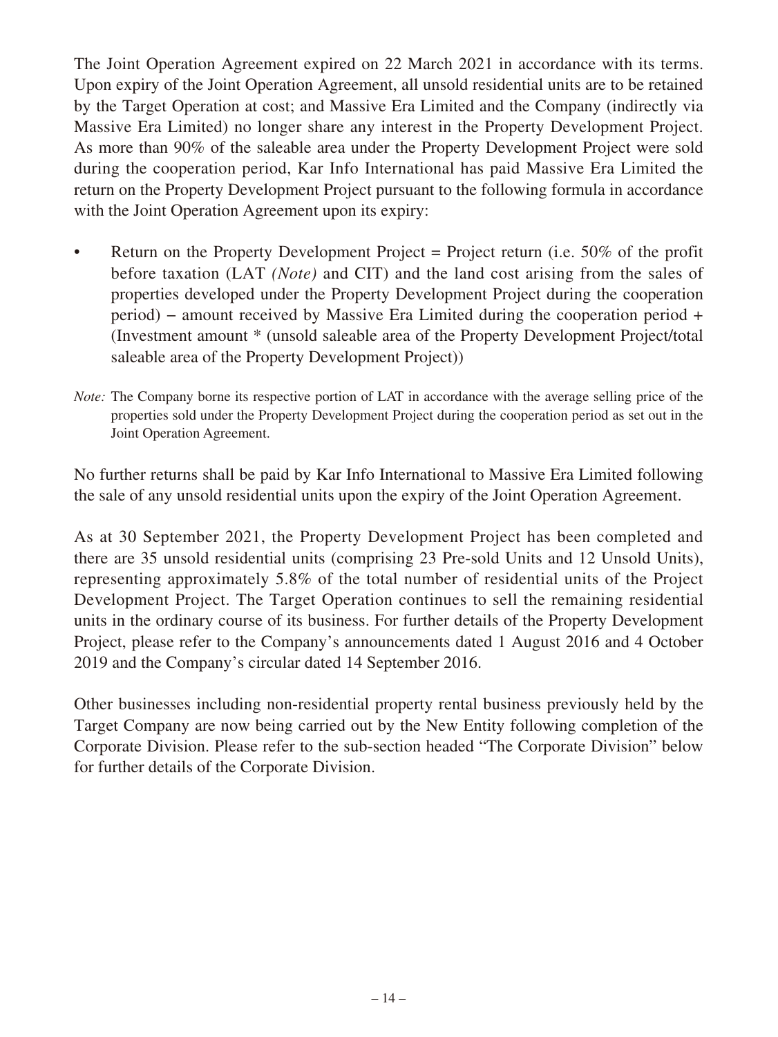The Joint Operation Agreement expired on 22 March 2021 in accordance with its terms. Upon expiry of the Joint Operation Agreement, all unsold residential units are to be retained by the Target Operation at cost; and Massive Era Limited and the Company (indirectly via Massive Era Limited) no longer share any interest in the Property Development Project. As more than 90% of the saleable area under the Property Development Project were sold during the cooperation period, Kar Info International has paid Massive Era Limited the return on the Property Development Project pursuant to the following formula in accordance with the Joint Operation Agreement upon its expiry:

- Return on the Property Development Project = Project return (i.e. 50% of the profit before taxation (LAT *(Note)* and CIT) and the land cost arising from the sales of properties developed under the Property Development Project during the cooperation period) – amount received by Massive Era Limited during the cooperation period + (Investment amount * (unsold saleable area of the Property Development Project/total saleable area of the Property Development Project))

*Note:* The Company borne its respective portion of LAT in accordance with the average selling price of the properties sold under the Property Development Project during the cooperation period as set out in the Joint Operation Agreement.

No further returns shall be paid by Kar Info International to Massive Era Limited following the sale of any unsold residential units upon the expiry of the Joint Operation Agreement.

As at 30 September 2021, the Property Development Project has been completed and there are 35 unsold residential units (comprising 23 Pre-sold Units and 12 Unsold Units), representing approximately 5.8% of the total number of residential units of the Project Development Project. The Target Operation continues to sell the remaining residential units in the ordinary course of its business. For further details of the Property Development Project, please refer to the Company's announcements dated 1 August 2016 and 4 October 2019 and the Company's circular dated 14 September 2016.

Other businesses including non-residential property rental business previously held by the Target Company are now being carried out by the New Entity following completion of the Corporate Division. Please refer to the sub-section headed "The Corporate Division" below for further details of the Corporate Division.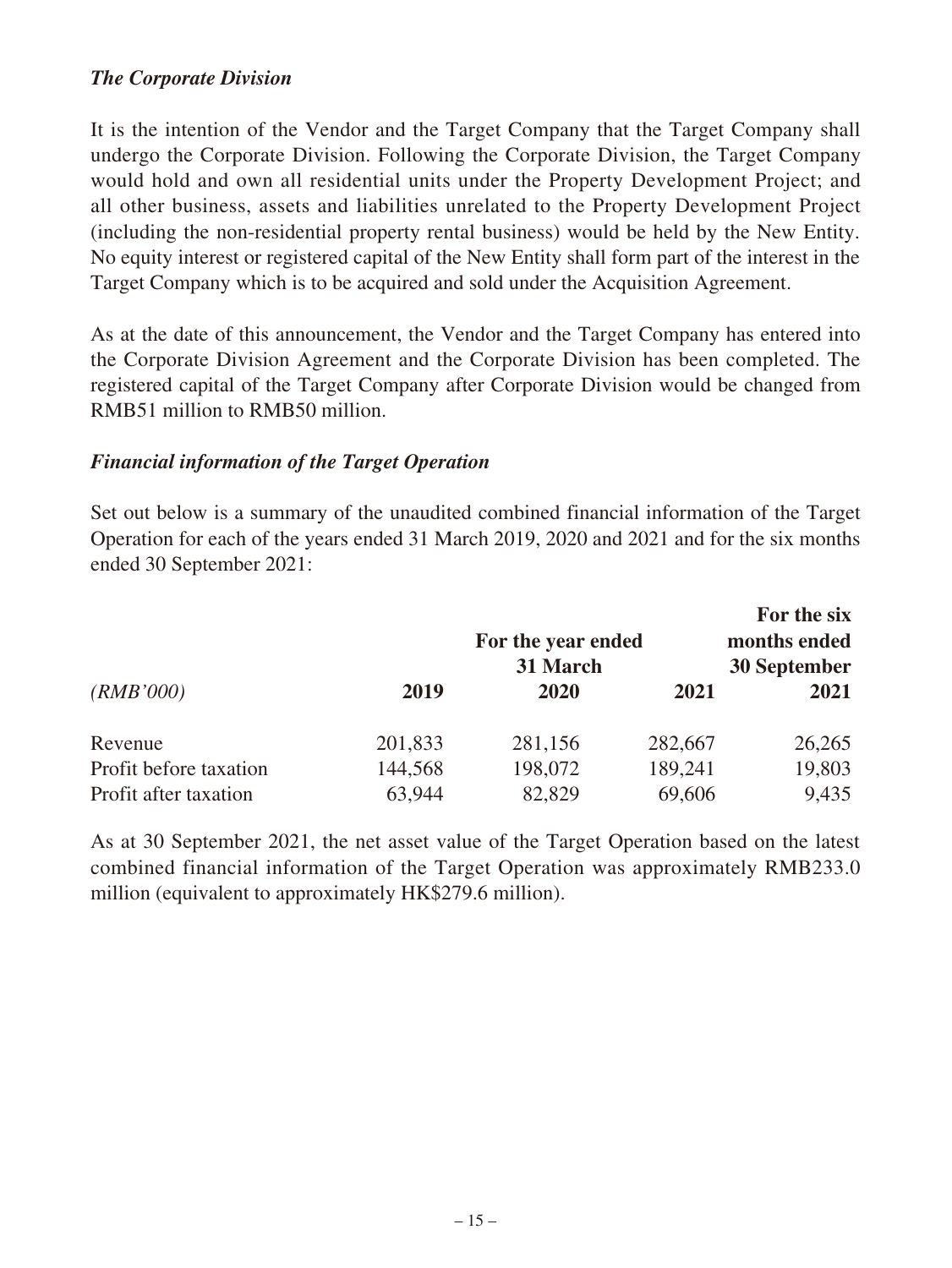***The Corporate Division***

It is the intention of the Vendor and the Target Company that the Target Company shall undergo the Corporate Division. Following the Corporate Division, the Target Company would hold and own all residential units under the Property Development Project; and all other business, assets and liabilities unrelated to the Property Development Project (including the non-residential property rental business) would be held by the New Entity. No equity interest or registered capital of the New Entity shall form part of the interest in the Target Company which is to be acquired and sold under the Acquisition Agreement.

As at the date of this announcement, the Vendor and the Target Company has entered into the Corporate Division Agreement and the Corporate Division has been completed. The registered capital of the Target Company after Corporate Division would be changed from RMB51 million to RMB50 million.

***Financial information of the Target Operation***

Set out below is a summary of the unaudited combined financial information of the Target Operation for each of the years ended 31 March 2019, 2020 and 2021 and for the six months ended 30 September 2021:

| | For the year ended 31 March | | | For the six months ended 30 September |
|---|---|---|---|---|
| *(RMB'000)* | **2019** | **2020** | **2021** | **2021** |
| Revenue | 201,833 | 281,156 | 282,667 | 26,265 |
| Profit before taxation | 144,568 | 198,072 | 189,241 | 19,803 |
| Profit after taxation | 63,944 | 82,829 | 69,606 | 9,435 |

As at 30 September 2021, the net asset value of the Target Operation based on the latest combined financial information of the Target Operation was approximately RMB233.0 million (equivalent to approximately HK$279.6 million).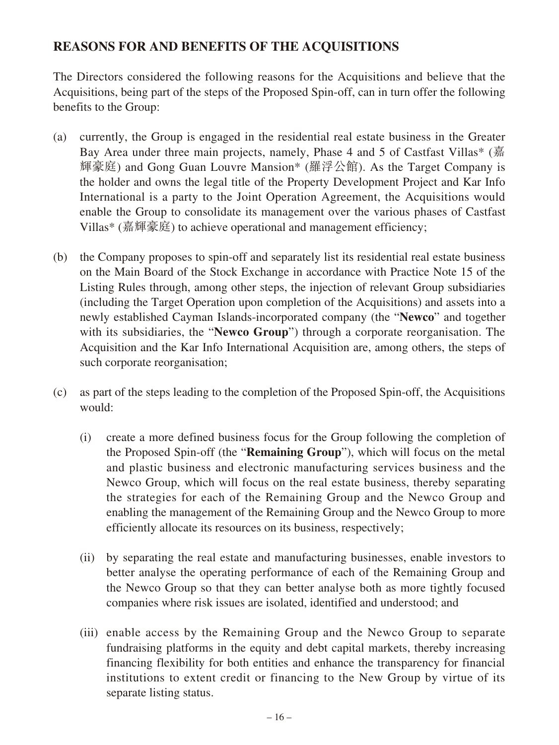## REASONS FOR AND BENEFITS OF THE ACQUISITIONS

The Directors considered the following reasons for the Acquisitions and believe that the Acquisitions, being part of the steps of the Proposed Spin-off, can in turn offer the following benefits to the Group:

(a) currently, the Group is engaged in the residential real estate business in the Greater Bay Area under three main projects, namely, Phase 4 and 5 of Castfast Villas* (嘉輝豪庭) and Gong Guan Louvre Mansion* (羅浮公館). As the Target Company is the holder and owns the legal title of the Property Development Project and Kar Info International is a party to the Joint Operation Agreement, the Acquisitions would enable the Group to consolidate its management over the various phases of Castfast Villas* (嘉輝豪庭) to achieve operational and management efficiency;

(b) the Company proposes to spin-off and separately list its residential real estate business on the Main Board of the Stock Exchange in accordance with Practice Note 15 of the Listing Rules through, among other steps, the injection of relevant Group subsidiaries (including the Target Operation upon completion of the Acquisitions) and assets into a newly established Cayman Islands-incorporated company (the "**Newco**" and together with its subsidiaries, the "**Newco Group**") through a corporate reorganisation. The Acquisition and the Kar Info International Acquisition are, among others, the steps of such corporate reorganisation;

(c) as part of the steps leading to the completion of the Proposed Spin-off, the Acquisitions would:

   (i) create a more defined business focus for the Group following the completion of the Proposed Spin-off (the "**Remaining Group**"), which will focus on the metal and plastic business and electronic manufacturing services business and the Newco Group, which will focus on the real estate business, thereby separating the strategies for each of the Remaining Group and the Newco Group and enabling the management of the Remaining Group and the Newco Group to more efficiently allocate its resources on its business, respectively;

   (ii) by separating the real estate and manufacturing businesses, enable investors to better analyse the operating performance of each of the Remaining Group and the Newco Group so that they can better analyse both as more tightly focused companies where risk issues are isolated, identified and understood; and

   (iii) enable access by the Remaining Group and the Newco Group to separate fundraising platforms in the equity and debt capital markets, thereby increasing financing flexibility for both entities and enhance the transparency for financial institutions to extent credit or financing to the New Group by virtue of its separate listing status.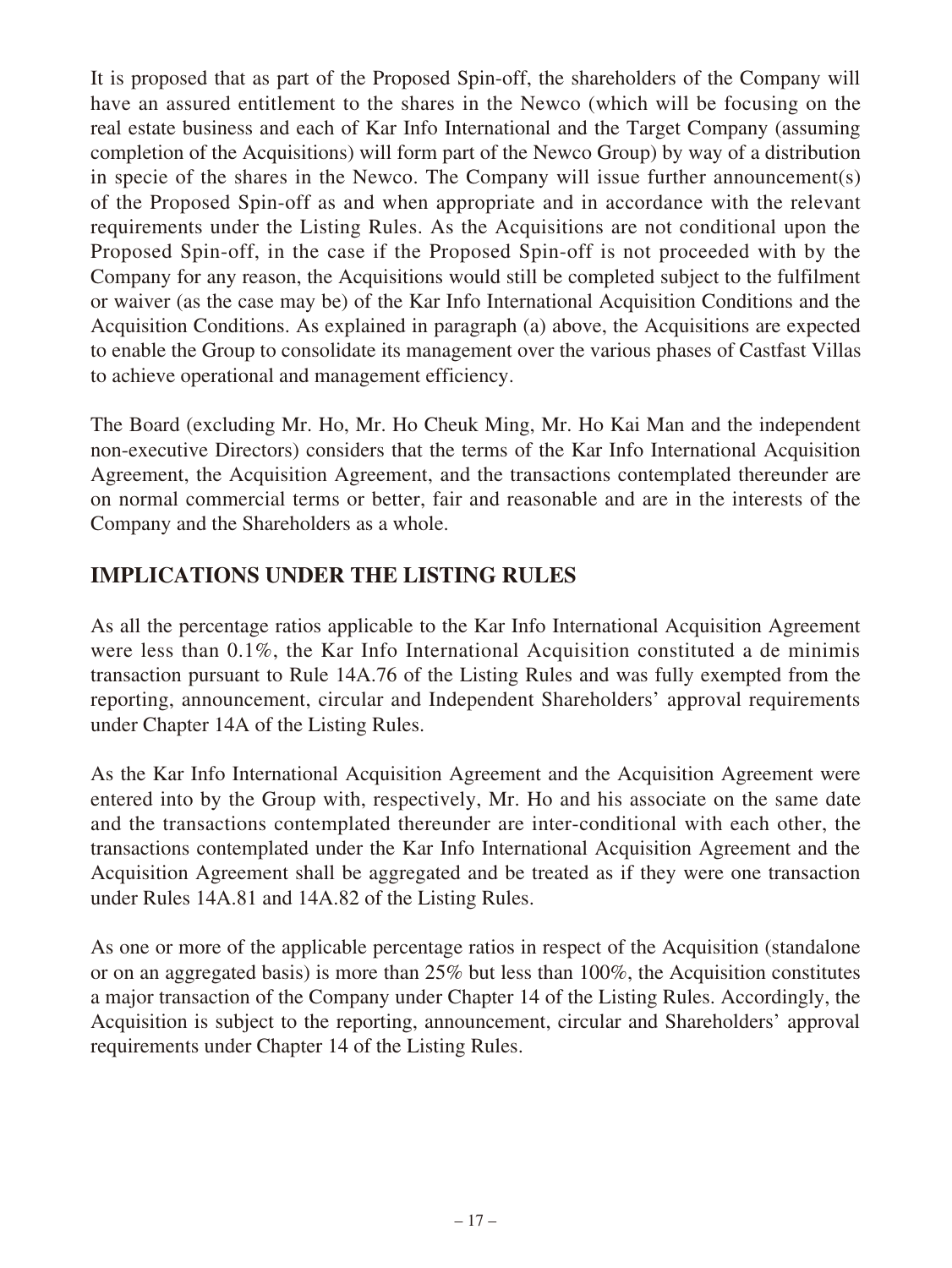It is proposed that as part of the Proposed Spin-off, the shareholders of the Company will have an assured entitlement to the shares in the Newco (which will be focusing on the real estate business and each of Kar Info International and the Target Company (assuming completion of the Acquisitions) will form part of the Newco Group) by way of a distribution in specie of the shares in the Newco. The Company will issue further announcement(s) of the Proposed Spin-off as and when appropriate and in accordance with the relevant requirements under the Listing Rules. As the Acquisitions are not conditional upon the Proposed Spin-off, in the case if the Proposed Spin-off is not proceeded with by the Company for any reason, the Acquisitions would still be completed subject to the fulfilment or waiver (as the case may be) of the Kar Info International Acquisition Conditions and the Acquisition Conditions. As explained in paragraph (a) above, the Acquisitions are expected to enable the Group to consolidate its management over the various phases of Castfast Villas to achieve operational and management efficiency.

The Board (excluding Mr. Ho, Mr. Ho Cheuk Ming, Mr. Ho Kai Man and the independent non-executive Directors) considers that the terms of the Kar Info International Acquisition Agreement, the Acquisition Agreement, and the transactions contemplated thereunder are on normal commercial terms or better, fair and reasonable and are in the interests of the Company and the Shareholders as a whole.

## IMPLICATIONS UNDER THE LISTING RULES

As all the percentage ratios applicable to the Kar Info International Acquisition Agreement were less than 0.1%, the Kar Info International Acquisition constituted a de minimis transaction pursuant to Rule 14A.76 of the Listing Rules and was fully exempted from the reporting, announcement, circular and Independent Shareholders' approval requirements under Chapter 14A of the Listing Rules.

As the Kar Info International Acquisition Agreement and the Acquisition Agreement were entered into by the Group with, respectively, Mr. Ho and his associate on the same date and the transactions contemplated thereunder are inter-conditional with each other, the transactions contemplated under the Kar Info International Acquisition Agreement and the Acquisition Agreement shall be aggregated and be treated as if they were one transaction under Rules 14A.81 and 14A.82 of the Listing Rules.

As one or more of the applicable percentage ratios in respect of the Acquisition (standalone or on an aggregated basis) is more than 25% but less than 100%, the Acquisition constitutes a major transaction of the Company under Chapter 14 of the Listing Rules. Accordingly, the Acquisition is subject to the reporting, announcement, circular and Shareholders' approval requirements under Chapter 14 of the Listing Rules.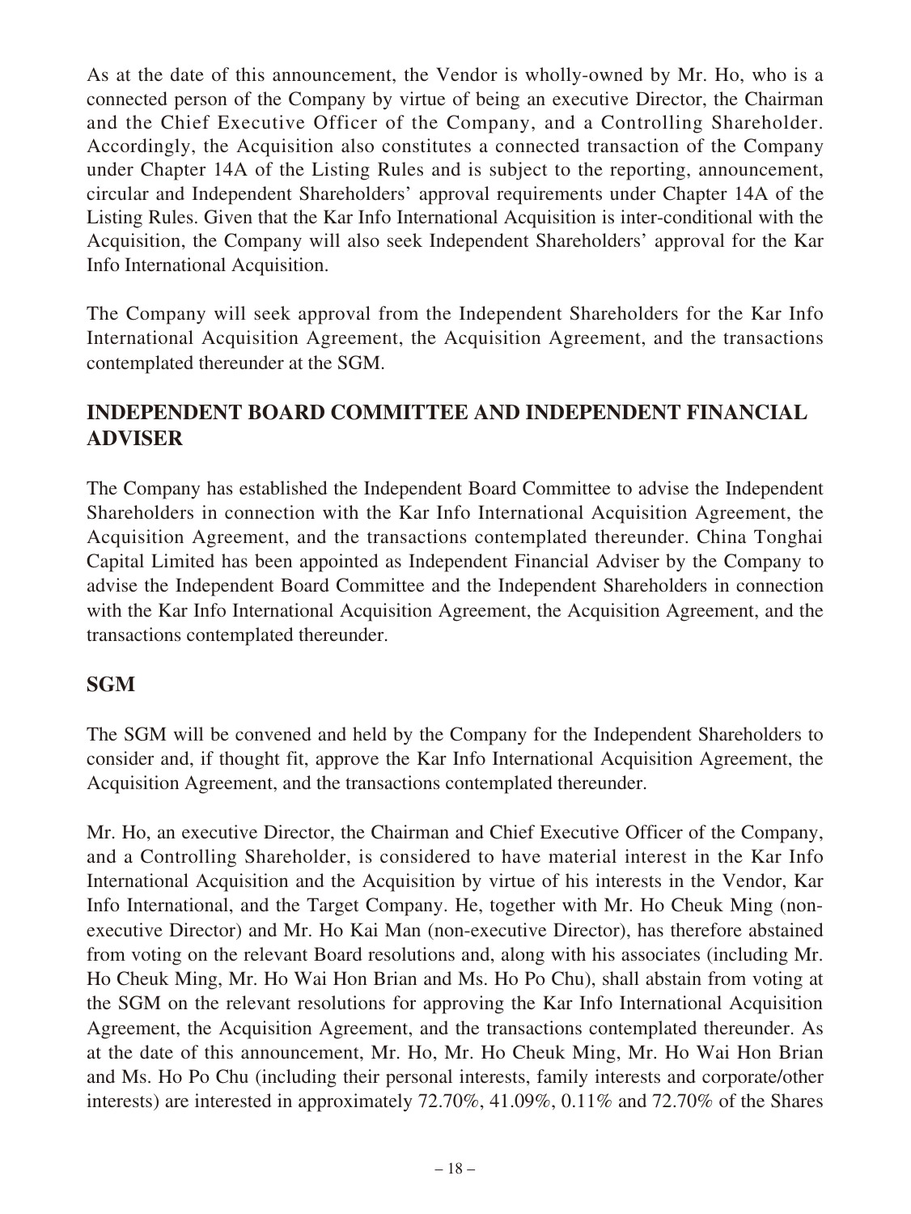As at the date of this announcement, the Vendor is wholly-owned by Mr. Ho, who is a connected person of the Company by virtue of being an executive Director, the Chairman and the Chief Executive Officer of the Company, and a Controlling Shareholder. Accordingly, the Acquisition also constitutes a connected transaction of the Company under Chapter 14A of the Listing Rules and is subject to the reporting, announcement, circular and Independent Shareholders' approval requirements under Chapter 14A of the Listing Rules. Given that the Kar Info International Acquisition is inter-conditional with the Acquisition, the Company will also seek Independent Shareholders' approval for the Kar Info International Acquisition.

The Company will seek approval from the Independent Shareholders for the Kar Info International Acquisition Agreement, the Acquisition Agreement, and the transactions contemplated thereunder at the SGM.

## INDEPENDENT BOARD COMMITTEE AND INDEPENDENT FINANCIAL ADVISER

The Company has established the Independent Board Committee to advise the Independent Shareholders in connection with the Kar Info International Acquisition Agreement, the Acquisition Agreement, and the transactions contemplated thereunder. China Tonghai Capital Limited has been appointed as Independent Financial Adviser by the Company to advise the Independent Board Committee and the Independent Shareholders in connection with the Kar Info International Acquisition Agreement, the Acquisition Agreement, and the transactions contemplated thereunder.

## SGM

The SGM will be convened and held by the Company for the Independent Shareholders to consider and, if thought fit, approve the Kar Info International Acquisition Agreement, the Acquisition Agreement, and the transactions contemplated thereunder.

Mr. Ho, an executive Director, the Chairman and Chief Executive Officer of the Company, and a Controlling Shareholder, is considered to have material interest in the Kar Info International Acquisition and the Acquisition by virtue of his interests in the Vendor, Kar Info International, and the Target Company. He, together with Mr. Ho Cheuk Ming (non-executive Director) and Mr. Ho Kai Man (non-executive Director), has therefore abstained from voting on the relevant Board resolutions and, along with his associates (including Mr. Ho Cheuk Ming, Mr. Ho Wai Hon Brian and Ms. Ho Po Chu), shall abstain from voting at the SGM on the relevant resolutions for approving the Kar Info International Acquisition Agreement, the Acquisition Agreement, and the transactions contemplated thereunder. As at the date of this announcement, Mr. Ho, Mr. Ho Cheuk Ming, Mr. Ho Wai Hon Brian and Ms. Ho Po Chu (including their personal interests, family interests and corporate/other interests) are interested in approximately 72.70%, 41.09%, 0.11% and 72.70% of the Shares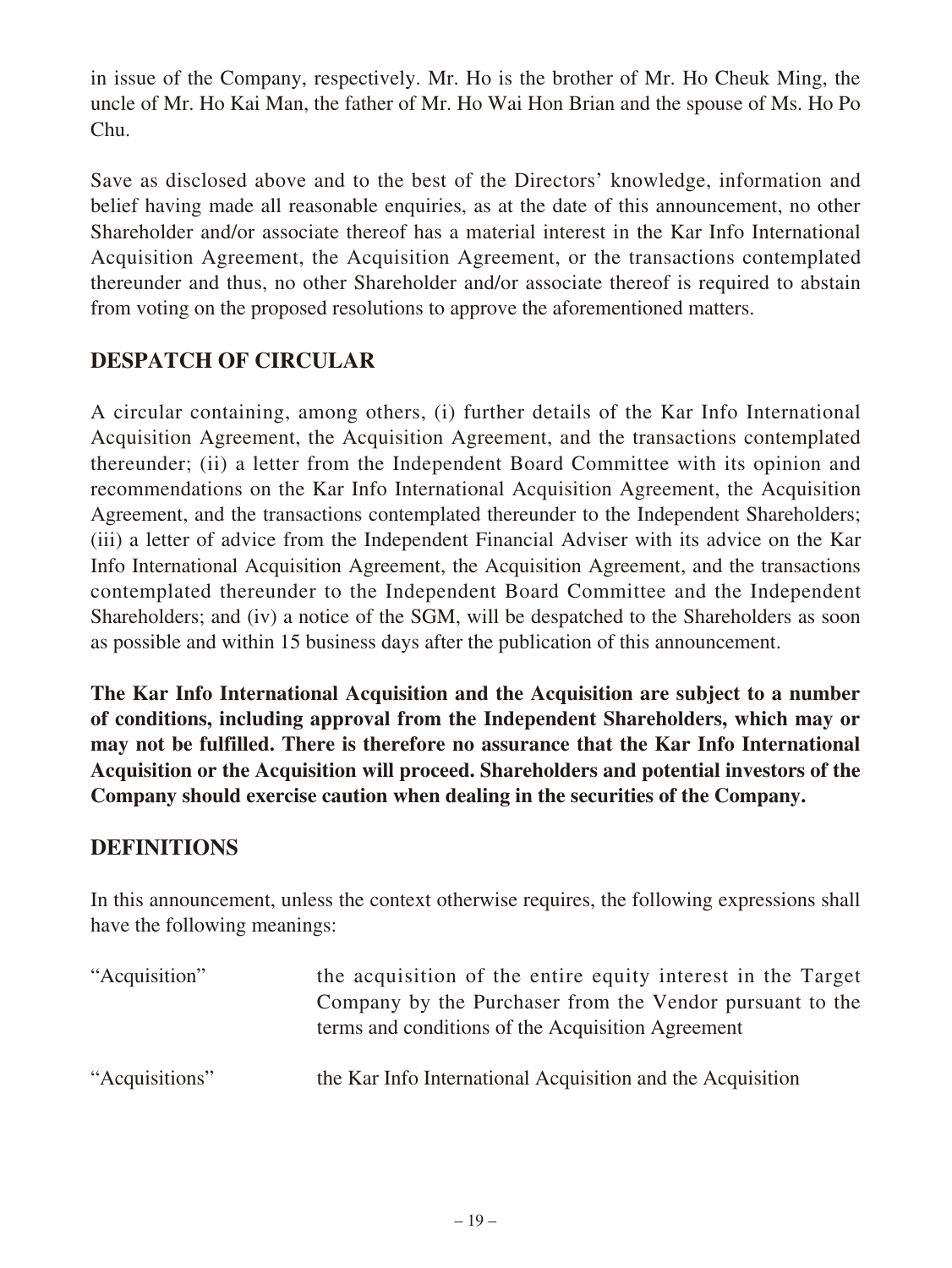in issue of the Company, respectively. Mr. Ho is the brother of Mr. Ho Cheuk Ming, the uncle of Mr. Ho Kai Man, the father of Mr. Ho Wai Hon Brian and the spouse of Ms. Ho Po Chu.

Save as disclosed above and to the best of the Directors' knowledge, information and belief having made all reasonable enquiries, as at the date of this announcement, no other Shareholder and/or associate thereof has a material interest in the Kar Info International Acquisition Agreement, the Acquisition Agreement, or the transactions contemplated thereunder and thus, no other Shareholder and/or associate thereof is required to abstain from voting on the proposed resolutions to approve the aforementioned matters.

## DESPATCH OF CIRCULAR

A circular containing, among others, (i) further details of the Kar Info International Acquisition Agreement, the Acquisition Agreement, and the transactions contemplated thereunder; (ii) a letter from the Independent Board Committee with its opinion and recommendations on the Kar Info International Acquisition Agreement, the Acquisition Agreement, and the transactions contemplated thereunder to the Independent Shareholders; (iii) a letter of advice from the Independent Financial Adviser with its advice on the Kar Info International Acquisition Agreement, the Acquisition Agreement, and the transactions contemplated thereunder to the Independent Board Committee and the Independent Shareholders; and (iv) a notice of the SGM, will be despatched to the Shareholders as soon as possible and within 15 business days after the publication of this announcement.

**The Kar Info International Acquisition and the Acquisition are subject to a number of conditions, including approval from the Independent Shareholders, which may or may not be fulfilled. There is therefore no assurance that the Kar Info International Acquisition or the Acquisition will proceed. Shareholders and potential investors of the Company should exercise caution when dealing in the securities of the Company.**

## DEFINITIONS

In this announcement, unless the context otherwise requires, the following expressions shall have the following meanings:

| | |
|---|---|
| "Acquisition" | the acquisition of the entire equity interest in the Target Company by the Purchaser from the Vendor pursuant to the terms and conditions of the Acquisition Agreement |
| "Acquisitions" | the Kar Info International Acquisition and the Acquisition |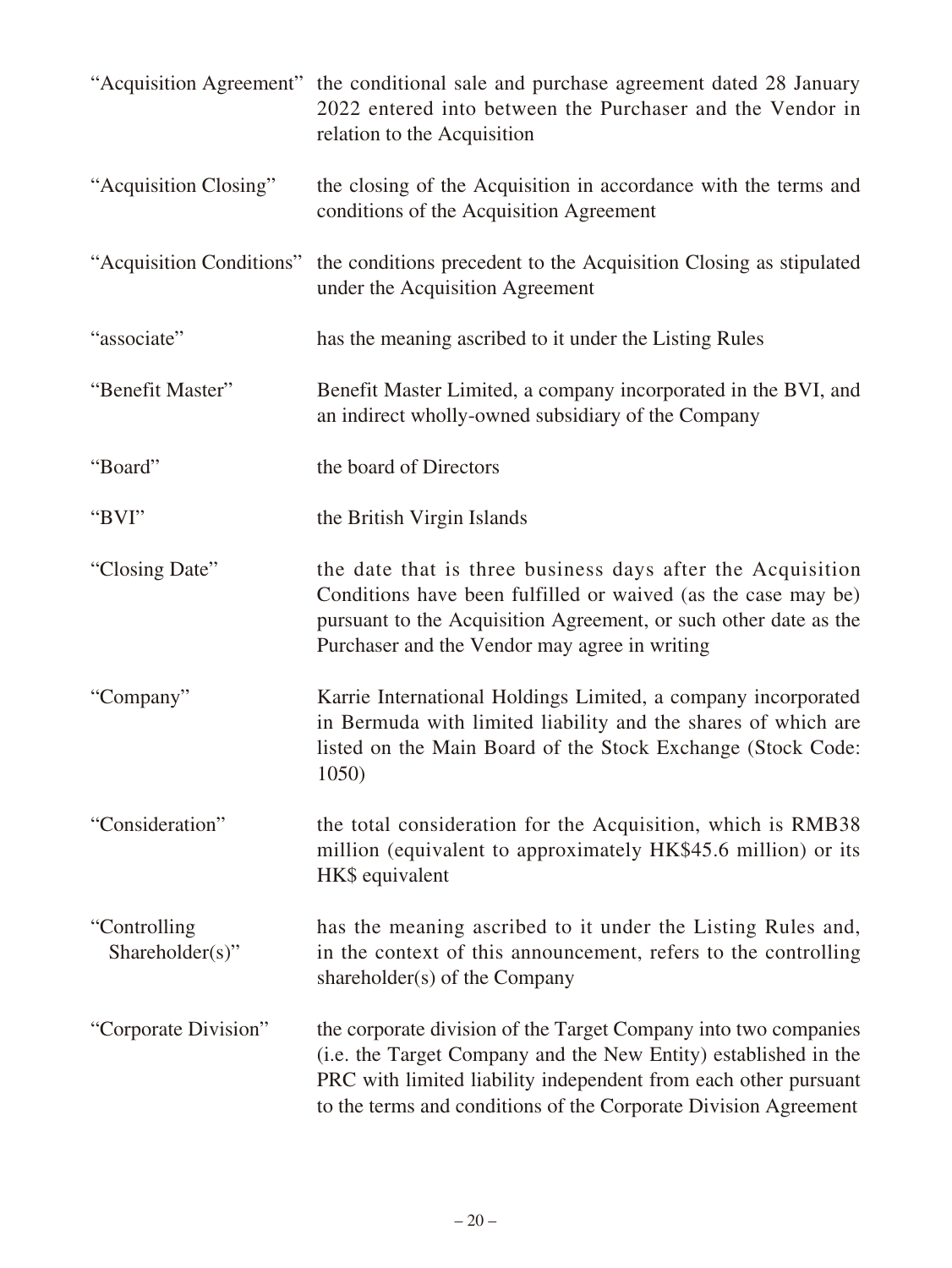| | |
|---|---|
| "Acquisition Agreement" | the conditional sale and purchase agreement dated 28 January 2022 entered into between the Purchaser and the Vendor in relation to the Acquisition |
| "Acquisition Closing" | the closing of the Acquisition in accordance with the terms and conditions of the Acquisition Agreement |
| "Acquisition Conditions" | the conditions precedent to the Acquisition Closing as stipulated under the Acquisition Agreement |
| "associate" | has the meaning ascribed to it under the Listing Rules |
| "Benefit Master" | Benefit Master Limited, a company incorporated in the BVI, and an indirect wholly-owned subsidiary of the Company |
| "Board" | the board of Directors |
| "BVI" | the British Virgin Islands |
| "Closing Date" | the date that is three business days after the Acquisition Conditions have been fulfilled or waived (as the case may be) pursuant to the Acquisition Agreement, or such other date as the Purchaser and the Vendor may agree in writing |
| "Company" | Karrie International Holdings Limited, a company incorporated in Bermuda with limited liability and the shares of which are listed on the Main Board of the Stock Exchange (Stock Code: 1050) |
| "Consideration" | the total consideration for the Acquisition, which is RMB38 million (equivalent to approximately HK$45.6 million) or its HK$ equivalent |
| "Controlling Shareholder(s)" | has the meaning ascribed to it under the Listing Rules and, in the context of this announcement, refers to the controlling shareholder(s) of the Company |
| "Corporate Division" | the corporate division of the Target Company into two companies (i.e. the Target Company and the New Entity) established in the PRC with limited liability independent from each other pursuant to the terms and conditions of the Corporate Division Agreement |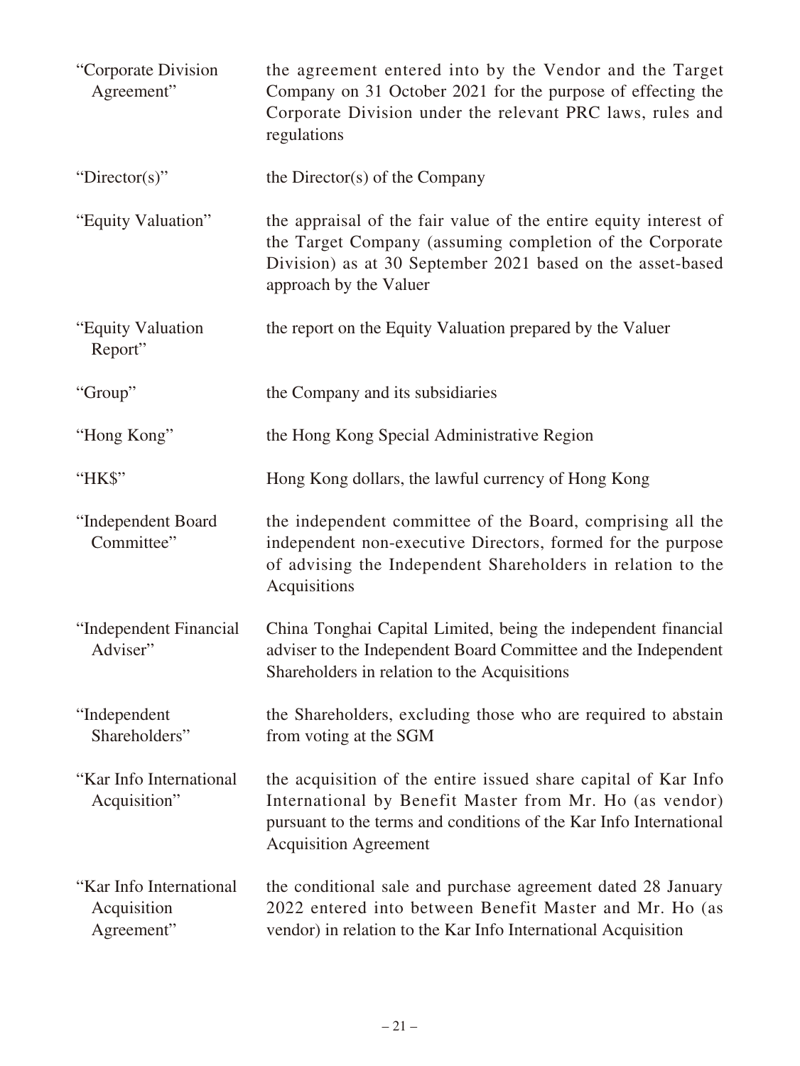| | |
|---|---|
| "Corporate Division Agreement" | the agreement entered into by the Vendor and the Target Company on 31 October 2021 for the purpose of effecting the Corporate Division under the relevant PRC laws, rules and regulations |
| "Director(s)" | the Director(s) of the Company |
| "Equity Valuation" | the appraisal of the fair value of the entire equity interest of the Target Company (assuming completion of the Corporate Division) as at 30 September 2021 based on the asset-based approach by the Valuer |
| "Equity Valuation Report" | the report on the Equity Valuation prepared by the Valuer |
| "Group" | the Company and its subsidiaries |
| "Hong Kong" | the Hong Kong Special Administrative Region |
| "HK$" | Hong Kong dollars, the lawful currency of Hong Kong |
| "Independent Board Committee" | the independent committee of the Board, comprising all the independent non-executive Directors, formed for the purpose of advising the Independent Shareholders in relation to the Acquisitions |
| "Independent Financial Adviser" | China Tonghai Capital Limited, being the independent financial adviser to the Independent Board Committee and the Independent Shareholders in relation to the Acquisitions |
| "Independent Shareholders" | the Shareholders, excluding those who are required to abstain from voting at the SGM |
| "Kar Info International Acquisition" | the acquisition of the entire issued share capital of Kar Info International by Benefit Master from Mr. Ho (as vendor) pursuant to the terms and conditions of the Kar Info International Acquisition Agreement |
| "Kar Info International Acquisition Agreement" | the conditional sale and purchase agreement dated 28 January 2022 entered into between Benefit Master and Mr. Ho (as vendor) in relation to the Kar Info International Acquisition |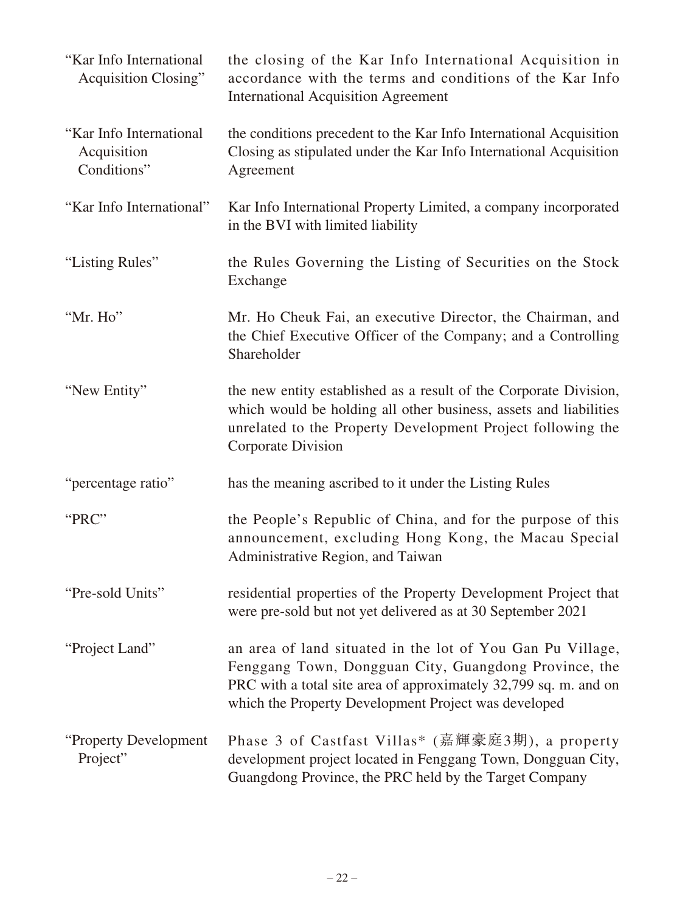| | |
|---|---|
| "Kar Info International Acquisition Closing" | the closing of the Kar Info International Acquisition in accordance with the terms and conditions of the Kar Info International Acquisition Agreement |
| "Kar Info International Acquisition Conditions" | the conditions precedent to the Kar Info International Acquisition Closing as stipulated under the Kar Info International Acquisition Agreement |
| "Kar Info International" | Kar Info International Property Limited, a company incorporated in the BVI with limited liability |
| "Listing Rules" | the Rules Governing the Listing of Securities on the Stock Exchange |
| "Mr. Ho" | Mr. Ho Cheuk Fai, an executive Director, the Chairman, and the Chief Executive Officer of the Company; and a Controlling Shareholder |
| "New Entity" | the new entity established as a result of the Corporate Division, which would be holding all other business, assets and liabilities unrelated to the Property Development Project following the Corporate Division |
| "percentage ratio" | has the meaning ascribed to it under the Listing Rules |
| "PRC" | the People's Republic of China, and for the purpose of this announcement, excluding Hong Kong, the Macau Special Administrative Region, and Taiwan |
| "Pre-sold Units" | residential properties of the Property Development Project that were pre-sold but not yet delivered as at 30 September 2021 |
| "Project Land" | an area of land situated in the lot of You Gan Pu Village, Fenggang Town, Dongguan City, Guangdong Province, the PRC with a total site area of approximately 32,799 sq. m. and on which the Property Development Project was developed |
| "Property Development Project" | Phase 3 of Castfast Villas* (嘉輝豪庭3期), a property development project located in Fenggang Town, Dongguan City, Guangdong Province, the PRC held by the Target Company |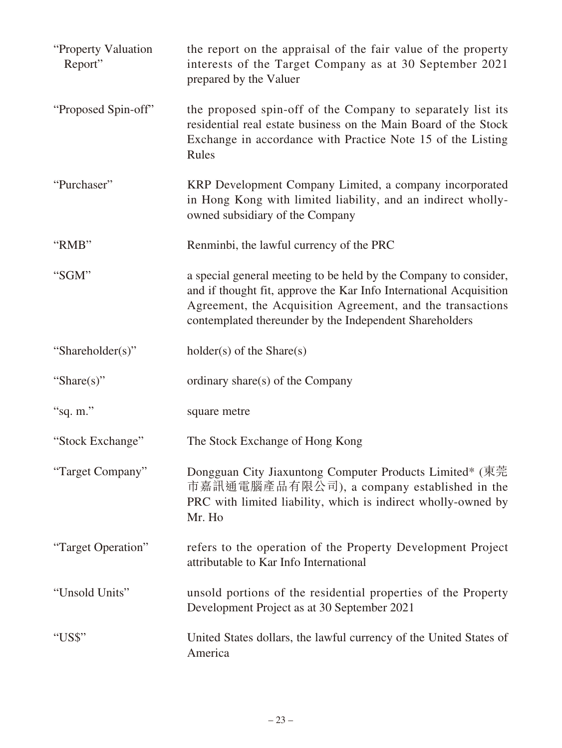| | |
|---|---|
| "Property Valuation Report" | the report on the appraisal of the fair value of the property interests of the Target Company as at 30 September 2021 prepared by the Valuer |
| "Proposed Spin-off" | the proposed spin-off of the Company to separately list its residential real estate business on the Main Board of the Stock Exchange in accordance with Practice Note 15 of the Listing Rules |
| "Purchaser" | KRP Development Company Limited, a company incorporated in Hong Kong with limited liability, and an indirect wholly-owned subsidiary of the Company |
| "RMB" | Renminbi, the lawful currency of the PRC |
| "SGM" | a special general meeting to be held by the Company to consider, and if thought fit, approve the Kar Info International Acquisition Agreement, the Acquisition Agreement, and the transactions contemplated thereunder by the Independent Shareholders |
| "Shareholder(s)" | holder(s) of the Share(s) |
| "Share(s)" | ordinary share(s) of the Company |
| "sq. m." | square metre |
| "Stock Exchange" | The Stock Exchange of Hong Kong |
| "Target Company" | Dongguan City Jiaxuntong Computer Products Limited* (東莞市嘉訊通電腦產品有限公司), a company established in the PRC with limited liability, which is indirect wholly-owned by Mr. Ho |
| "Target Operation" | refers to the operation of the Property Development Project attributable to Kar Info International |
| "Unsold Units" | unsold portions of the residential properties of the Property Development Project as at 30 September 2021 |
| "US$" | United States dollars, the lawful currency of the United States of America |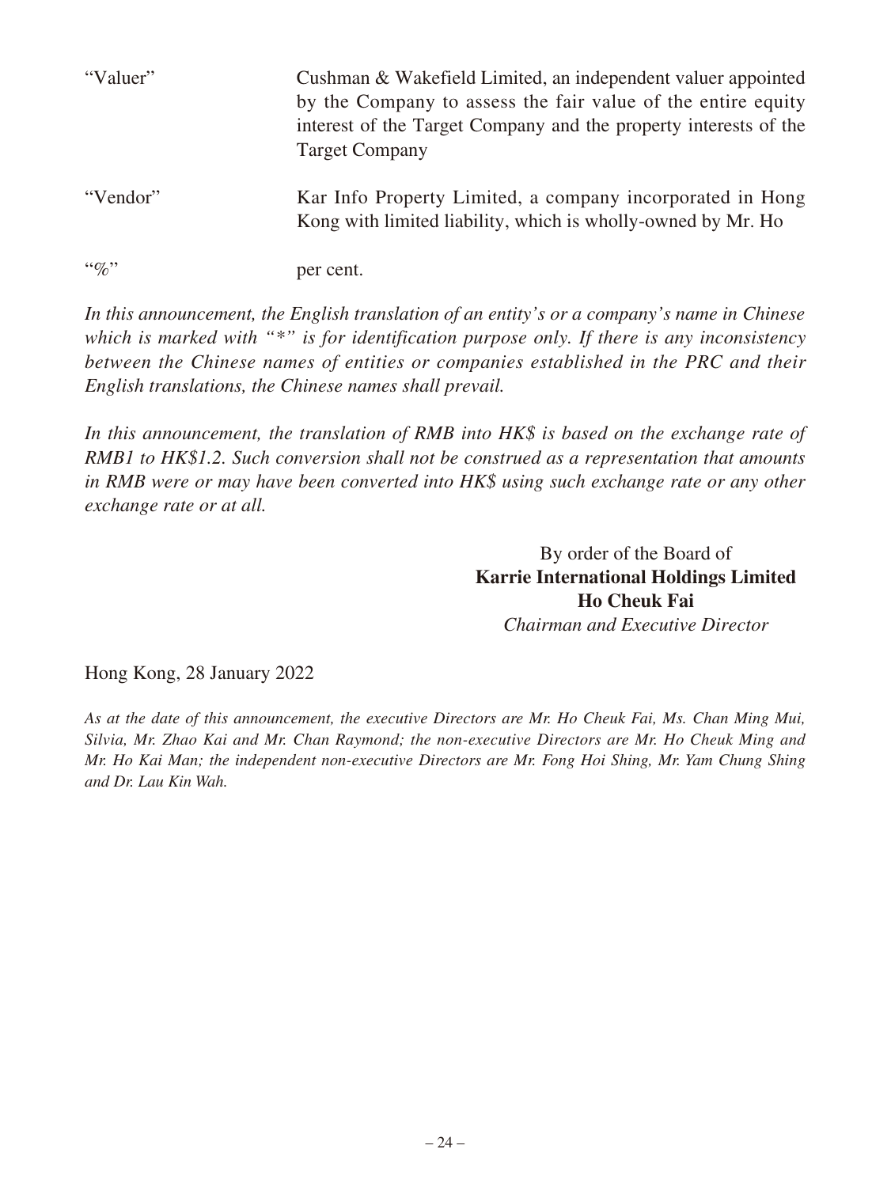| | |
|---|---|
| "Valuer" | Cushman & Wakefield Limited, an independent valuer appointed by the Company to assess the fair value of the entire equity interest of the Target Company and the property interests of the Target Company |
| "Vendor" | Kar Info Property Limited, a company incorporated in Hong Kong with limited liability, which is wholly-owned by Mr. Ho |
| "%" | per cent. |

*In this announcement, the English translation of an entity's or a company's name in Chinese which is marked with "*" is for identification purpose only. If there is any inconsistency between the Chinese names of entities or companies established in the PRC and their English translations, the Chinese names shall prevail.*

*In this announcement, the translation of RMB into HK$ is based on the exchange rate of RMB1 to HK$1.2. Such conversion shall not be construed as a representation that amounts in RMB were or may have been converted into HK$ using such exchange rate or any other exchange rate or at all.*

By order of the Board of
**Karrie International Holdings Limited**
**Ho Cheuk Fai**
*Chairman and Executive Director*

Hong Kong, 28 January 2022

*As at the date of this announcement, the executive Directors are Mr. Ho Cheuk Fai, Ms. Chan Ming Mui, Silvia, Mr. Zhao Kai and Mr. Chan Raymond; the non-executive Directors are Mr. Ho Cheuk Ming and Mr. Ho Kai Man; the independent non-executive Directors are Mr. Fong Hoi Shing, Mr. Yam Chung Shing and Dr. Lau Kin Wah.*